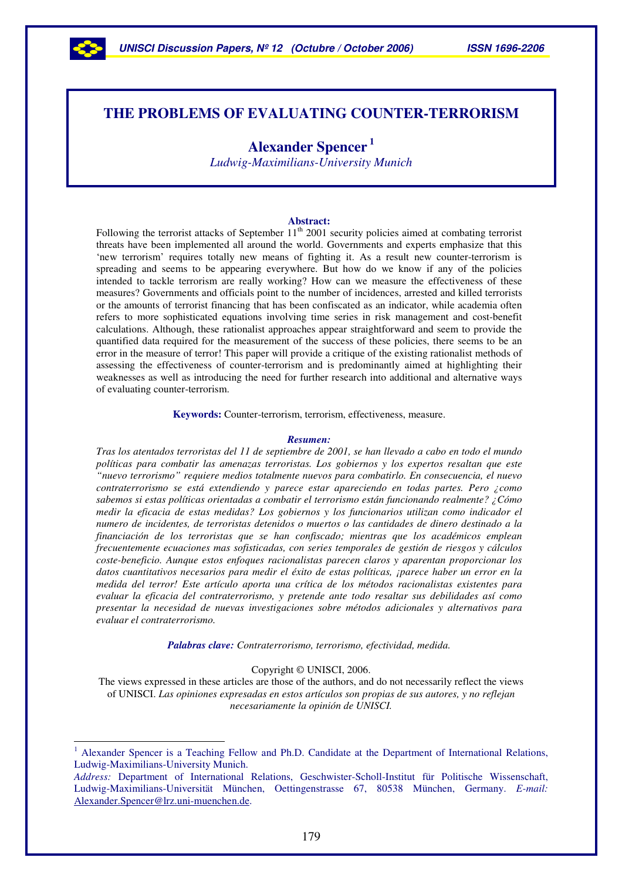# THE PROBLEMS OF EVALUATING COUNTER-TERRORISM

**Alexander Spencer**[1]

*Ludwig-Maximilians-University Munich*

**Abstract:**

Following the terrorist attacks of September 11th 2001 security policies aimed at combating terrorist threats have been implemented all around the world. Governments and experts emphasize that this 'new terrorism' requires totally new means of fighting it. As a result new counter-terrorism is spreading and seems to be appearing everywhere. But how do we know if any of the policies intended to tackle terrorism are really working? How can we measure the effectiveness of these measures? Governments and officials point to the number of incidences, arrested and killed terrorists or the amounts of terrorist financing that has been confiscated as an indicator, while academia often refers to more sophisticated equations involving time series in risk management and cost-benefit calculations. Although, these rationalist approaches appear straightforward and seem to provide the quantified data required for the measurement of the success of these policies, there seems to be an error in the measure of terror! This paper will provide a critique of the existing rationalist methods of assessing the effectiveness of counter-terrorism and is predominantly aimed at highlighting their weaknesses as well as introducing the need for further research into additional and alternative ways of evaluating counter-terrorism.

**Keywords:** Counter-terrorism, terrorism, effectiveness, measure.

***Resumen:***

*Tras los atentados terroristas del 11 de septiembre de 2001, se han llevado a cabo en todo el mundo políticas para combatir las amenazas terroristas. Los gobiernos y los expertos resaltan que este "nuevo terrorismo" requiere medios totalmente nuevos para combatirlo. En consecuencia, el nuevo contraterrorismo se está extendiendo y parece estar apareciendo en todas partes. Pero ¿como sabemos si estas políticas orientadas a combatir el terrorismo están funcionando realmente? ¿Cómo medir la eficacia de estas medidas? Los gobiernos y los funcionarios utilizan como indicador el numero de incidentes, de terroristas detenidos o muertos o las cantidades de dinero destinado a la financiación de los terroristas que se han confiscado; mientras que los académicos emplean frecuentemente ecuaciones mas sofisticadas, con series temporales de gestión de riesgos y cálculos coste-beneficio. Aunque estos enfoques racionalistas parecen claros y aparentan proporcionar los datos cuantitativos necesarios para medir el éxito de estas políticas, ¡parece haber un error en la medida del terror! Este artículo aporta una crítica de los métodos racionalistas existentes para evaluar la eficacia del contraterrorismo, y pretende ante todo resaltar sus debilidades así como presentar la necesidad de nuevas investigaciones sobre métodos adicionales y alternativos para evaluar el contraterrorismo.*

***Palabras clave:*** *Contraterrorismo, terrorismo, efectividad, medida.*

Copyright © UNISCI, 2006.

The views expressed in these articles are those of the authors, and do not necessarily reflect the views of UNISCI. *Las opiniones expresadas en estos artículos son propias de sus autores, y no reflejan necesariamente la opinión de UNISCI.*

---

[1] Alexander Spencer is a Teaching Fellow and Ph.D. Candidate at the Department of International Relations, Ludwig-Maximilians-University Munich.

*Address:* Department of International Relations, Geschwister-Scholl-Institut für Politische Wissenschaft, Ludwig-Maximilians-Universität München, Oettingenstrasse 67, 80538 München, Germany. *E-mail:* Alexander.Spencer@lrz.uni-muenchen.de.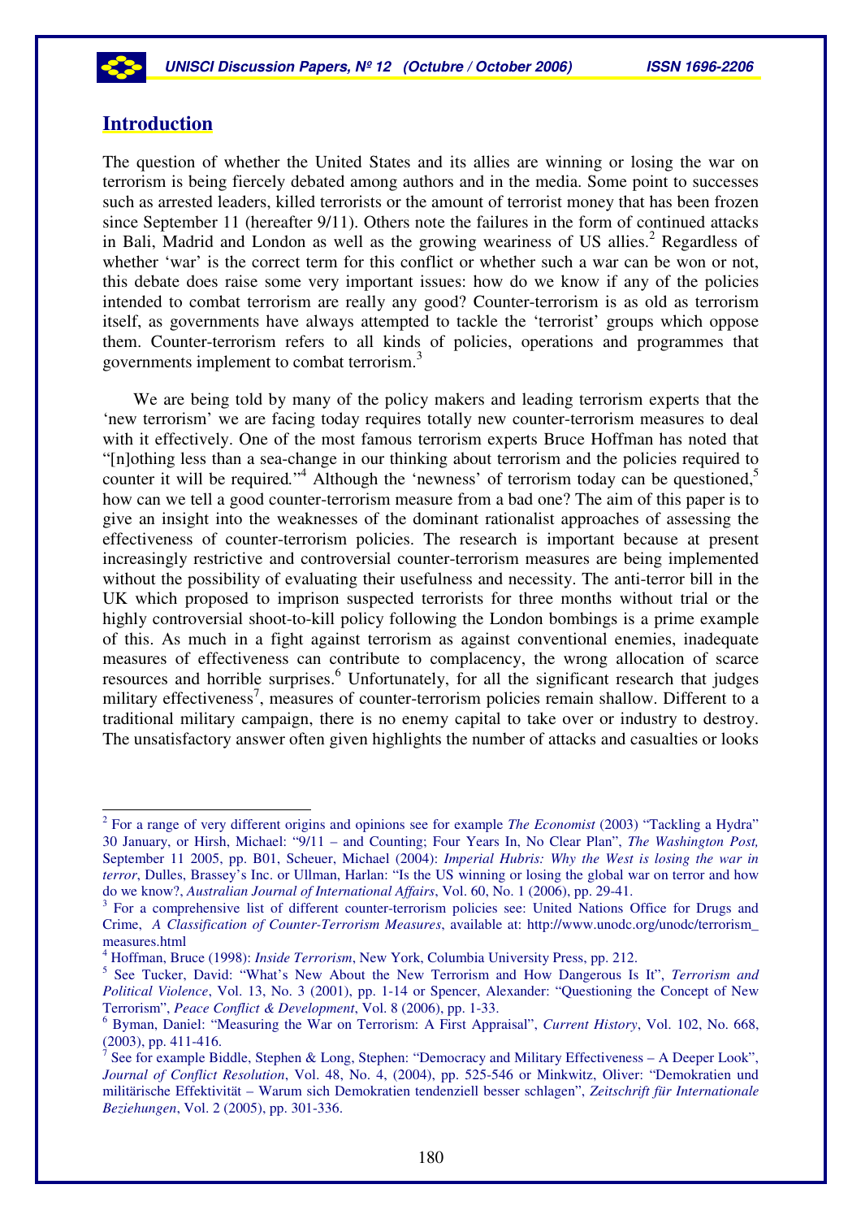## Introduction

The question of whether the United States and its allies are winning or losing the war on terrorism is being fiercely debated among authors and in the media. Some point to successes such as arrested leaders, killed terrorists or the amount of terrorist money that has been frozen since September 11 (hereafter 9/11). Others note the failures in the form of continued attacks in Bali, Madrid and London as well as the growing weariness of US allies.[2] Regardless of whether 'war' is the correct term for this conflict or whether such a war can be won or not, this debate does raise some very important issues: how do we know if any of the policies intended to combat terrorism are really any good? Counter-terrorism is as old as terrorism itself, as governments have always attempted to tackle the 'terrorist' groups which oppose them. Counter-terrorism refers to all kinds of policies, operations and programmes that governments implement to combat terrorism.[3]

We are being told by many of the policy makers and leading terrorism experts that the 'new terrorism' we are facing today requires totally new counter-terrorism measures to deal with it effectively. One of the most famous terrorism experts Bruce Hoffman has noted that "[n]othing less than a sea-change in our thinking about terrorism and the policies required to counter it will be required."[4] Although the 'newness' of terrorism today can be questioned,[5] how can we tell a good counter-terrorism measure from a bad one? The aim of this paper is to give an insight into the weaknesses of the dominant rationalist approaches of assessing the effectiveness of counter-terrorism policies. The research is important because at present increasingly restrictive and controversial counter-terrorism measures are being implemented without the possibility of evaluating their usefulness and necessity. The anti-terror bill in the UK which proposed to imprison suspected terrorists for three months without trial or the highly controversial shoot-to-kill policy following the London bombings is a prime example of this. As much in a fight against terrorism as against conventional enemies, inadequate measures of effectiveness can contribute to complacency, the wrong allocation of scarce resources and horrible surprises.[6] Unfortunately, for all the significant research that judges military effectiveness[7], measures of counter-terrorism policies remain shallow. Different to a traditional military campaign, there is no enemy capital to take over or industry to destroy. The unsatisfactory answer often given highlights the number of attacks and casualties or looks

---

[2] For a range of very different origins and opinions see for example *The Economist* (2003) "Tackling a Hydra" 30 January, or Hirsh, Michael: "9/11 – and Counting; Four Years In, No Clear Plan", *The Washington Post,* September 11 2005, pp. B01, Scheuer, Michael (2004): *Imperial Hubris: Why the West is losing the war in terror*, Dulles, Brassey's Inc. or Ullman, Harlan: "Is the US winning or losing the global war on terror and how do we know?, *Australian Journal of International Affairs*, Vol. 60, No. 1 (2006), pp. 29-41.

[3] For a comprehensive list of different counter-terrorism policies see: United Nations Office for Drugs and Crime, *A Classification of Counter-Terrorism Measures*, available at: http://www.unodc.org/unodc/terrorism_measures.html

[4] Hoffman, Bruce (1998): *Inside Terrorism*, New York, Columbia University Press, pp. 212.

[5] See Tucker, David: "What's New About the New Terrorism and How Dangerous Is It", *Terrorism and Political Violence*, Vol. 13, No. 3 (2001), pp. 1-14 or Spencer, Alexander: "Questioning the Concept of New Terrorism", *Peace Conflict & Development*, Vol. 8 (2006), pp. 1-33.

[6] Byman, Daniel: "Measuring the War on Terrorism: A First Appraisal", *Current History*, Vol. 102, No. 668, (2003), pp. 411-416.

[7] See for example Biddle, Stephen & Long, Stephen: "Democracy and Military Effectiveness – A Deeper Look", *Journal of Conflict Resolution*, Vol. 48, No. 4, (2004), pp. 525-546 or Minkwitz, Oliver: "Demokratien und militärische Effektivität – Warum sich Demokratien tendenziell besser schlagen", *Zeitschrift für Internationale Beziehungen*, Vol. 2 (2005), pp. 301-336.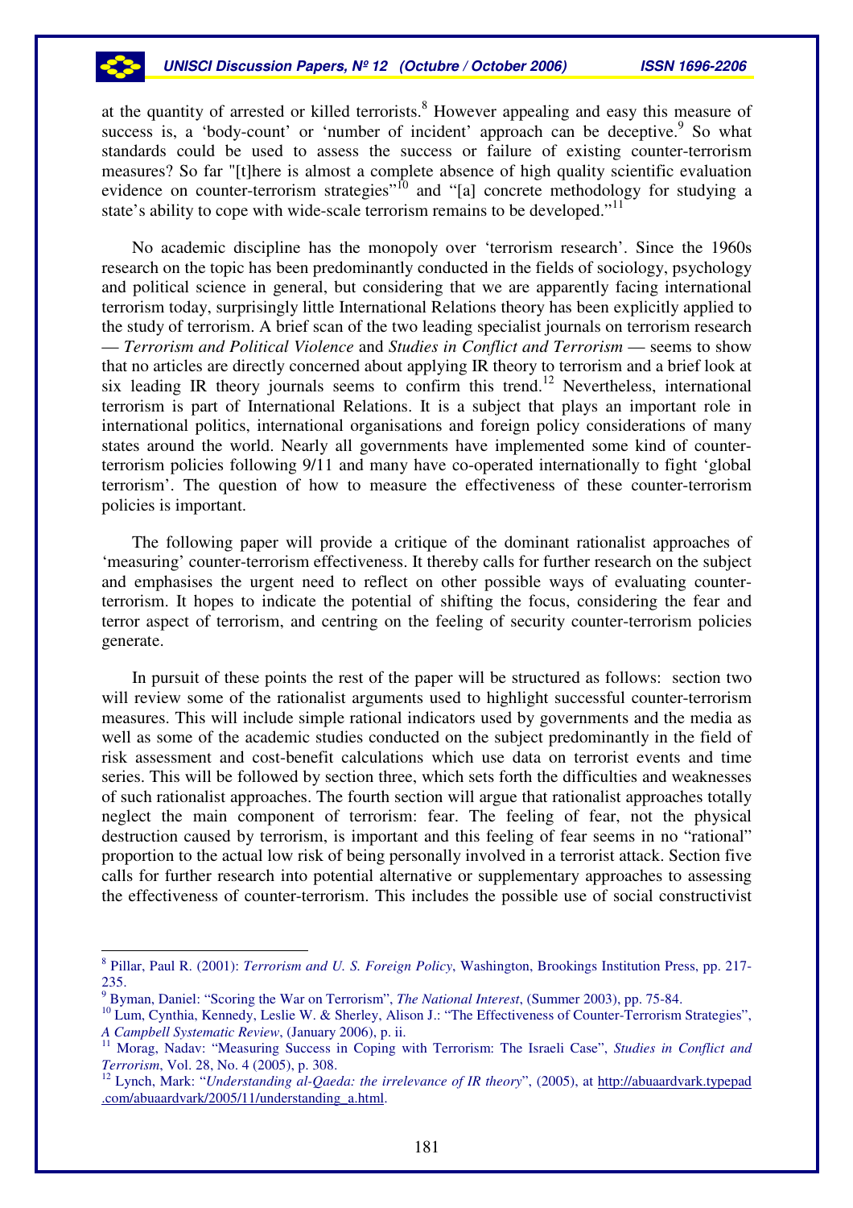at the quantity of arrested or killed terrorists.[8] However appealing and easy this measure of success is, a 'body-count' or 'number of incident' approach can be deceptive.[9] So what standards could be used to assess the success or failure of existing counter-terrorism measures? So far "[t]here is almost a complete absence of high quality scientific evaluation evidence on counter-terrorism strategies"[10] and "[a] concrete methodology for studying a state's ability to cope with wide-scale terrorism remains to be developed."[11]

No academic discipline has the monopoly over 'terrorism research'. Since the 1960s research on the topic has been predominantly conducted in the fields of sociology, psychology and political science in general, but considering that we are apparently facing international terrorism today, surprisingly little International Relations theory has been explicitly applied to the study of terrorism. A brief scan of the two leading specialist journals on terrorism research — *Terrorism and Political Violence* and *Studies in Conflict and Terrorism* — seems to show that no articles are directly concerned about applying IR theory to terrorism and a brief look at six leading IR theory journals seems to confirm this trend.[12] Nevertheless, international terrorism is part of International Relations. It is a subject that plays an important role in international politics, international organisations and foreign policy considerations of many states around the world. Nearly all governments have implemented some kind of counter-terrorism policies following 9/11 and many have co-operated internationally to fight 'global terrorism'. The question of how to measure the effectiveness of these counter-terrorism policies is important.

The following paper will provide a critique of the dominant rationalist approaches of 'measuring' counter-terrorism effectiveness. It thereby calls for further research on the subject and emphasises the urgent need to reflect on other possible ways of evaluating counter-terrorism. It hopes to indicate the potential of shifting the focus, considering the fear and terror aspect of terrorism, and centring on the feeling of security counter-terrorism policies generate.

In pursuit of these points the rest of the paper will be structured as follows: section two will review some of the rationalist arguments used to highlight successful counter-terrorism measures. This will include simple rational indicators used by governments and the media as well as some of the academic studies conducted on the subject predominantly in the field of risk assessment and cost-benefit calculations which use data on terrorist events and time series. This will be followed by section three, which sets forth the difficulties and weaknesses of such rationalist approaches. The fourth section will argue that rationalist approaches totally neglect the main component of terrorism: fear. The feeling of fear, not the physical destruction caused by terrorism, is important and this feeling of fear seems in no "rational" proportion to the actual low risk of being personally involved in a terrorist attack. Section five calls for further research into potential alternative or supplementary approaches to assessing the effectiveness of counter-terrorism. This includes the possible use of social constructivist

---

[8] Pillar, Paul R. (2001): *Terrorism and U. S. Foreign Policy*, Washington, Brookings Institution Press, pp. 217-235.

[9] Byman, Daniel: "Scoring the War on Terrorism", *The National Interest*, (Summer 2003), pp. 75-84.

[10] Lum, Cynthia, Kennedy, Leslie W. & Sherley, Alison J.: "The Effectiveness of Counter-Terrorism Strategies", *A Campbell Systematic Review*, (January 2006), p. ii.

[11] Morag, Nadav: "Measuring Success in Coping with Terrorism: The Israeli Case", *Studies in Conflict and Terrorism*, Vol. 28, No. 4 (2005), p. 308.

[12] Lynch, Mark: "*Understanding al-Qaeda: the irrelevance of IR theory*", (2005), at http://abuaardvark.typepad.com/abuaardvark/2005/11/understanding_a.html.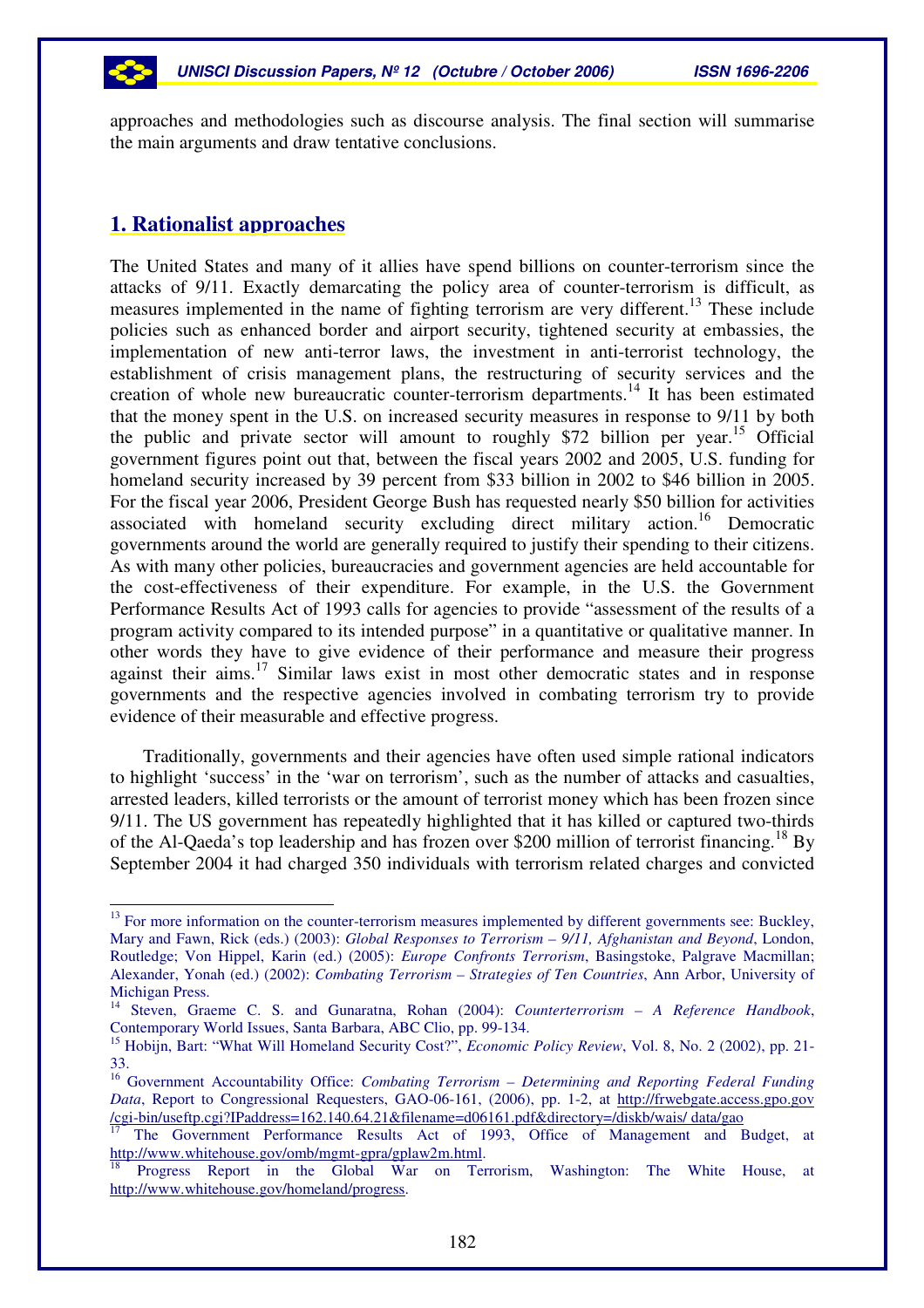approaches and methodologies such as discourse analysis. The final section will summarise the main arguments and draw tentative conclusions.

## 1. Rationalist approaches

The United States and many of it allies have spend billions on counter-terrorism since the attacks of 9/11. Exactly demarcating the policy area of counter-terrorism is difficult, as measures implemented in the name of fighting terrorism are very different.[13] These include policies such as enhanced border and airport security, tightened security at embassies, the implementation of new anti-terror laws, the investment in anti-terrorist technology, the establishment of crisis management plans, the restructuring of security services and the creation of whole new bureaucratic counter-terrorism departments.[14] It has been estimated that the money spent in the U.S. on increased security measures in response to 9/11 by both the public and private sector will amount to roughly $72 billion per year.[15] Official government figures point out that, between the fiscal years 2002 and 2005, U.S. funding for homeland security increased by 39 percent from $33 billion in 2002 to $46 billion in 2005. For the fiscal year 2006, President George Bush has requested nearly $50 billion for activities associated with homeland security excluding direct military action.[16] Democratic governments around the world are generally required to justify their spending to their citizens. As with many other policies, bureaucracies and government agencies are held accountable for the cost-effectiveness of their expenditure. For example, in the U.S. the Government Performance Results Act of 1993 calls for agencies to provide "assessment of the results of a program activity compared to its intended purpose" in a quantitative or qualitative manner. In other words they have to give evidence of their performance and measure their progress against their aims.[17] Similar laws exist in most other democratic states and in response governments and the respective agencies involved in combating terrorism try to provide evidence of their measurable and effective progress.

Traditionally, governments and their agencies have often used simple rational indicators to highlight 'success' in the 'war on terrorism', such as the number of attacks and casualties, arrested leaders, killed terrorists or the amount of terrorist money which has been frozen since 9/11. The US government has repeatedly highlighted that it has killed or captured two-thirds of the Al-Qaeda's top leadership and has frozen over $200 million of terrorist financing.[18] By September 2004 it had charged 350 individuals with terrorism related charges and convicted

---

[13] For more information on the counter-terrorism measures implemented by different governments see: Buckley, Mary and Fawn, Rick (eds.) (2003): *Global Responses to Terrorism – 9/11, Afghanistan and Beyond*, London, Routledge; Von Hippel, Karin (ed.) (2005): *Europe Confronts Terrorism*, Basingstoke, Palgrave Macmillan; Alexander, Yonah (ed.) (2002): *Combating Terrorism – Strategies of Ten Countries*, Ann Arbor, University of Michigan Press.

[14] Steven, Graeme C. S. and Gunaratna, Rohan (2004): *Counterterrorism – A Reference Handbook*, Contemporary World Issues, Santa Barbara, ABC Clio, pp. 99-134.

[15] Hobijn, Bart: "What Will Homeland Security Cost?", *Economic Policy Review*, Vol. 8, No. 2 (2002), pp. 21-33.

[16] Government Accountability Office: *Combating Terrorism – Determining and Reporting Federal Funding Data*, Report to Congressional Requesters, GAO-06-161, (2006), pp. 1-2, at http://frwebgate.access.gpo.gov/cgi-bin/useftp.cgi?IPaddress=162.140.64.21&filename=d06161.pdf&directory=/diskb/wais/ data/gao

[17] The Government Performance Results Act of 1993, Office of Management and Budget, at http://www.whitehouse.gov/omb/mgmt-gpra/gplaw2m.html.

[18] Progress Report in the Global War on Terrorism, Washington: The White House, at http://www.whitehouse.gov/homeland/progress.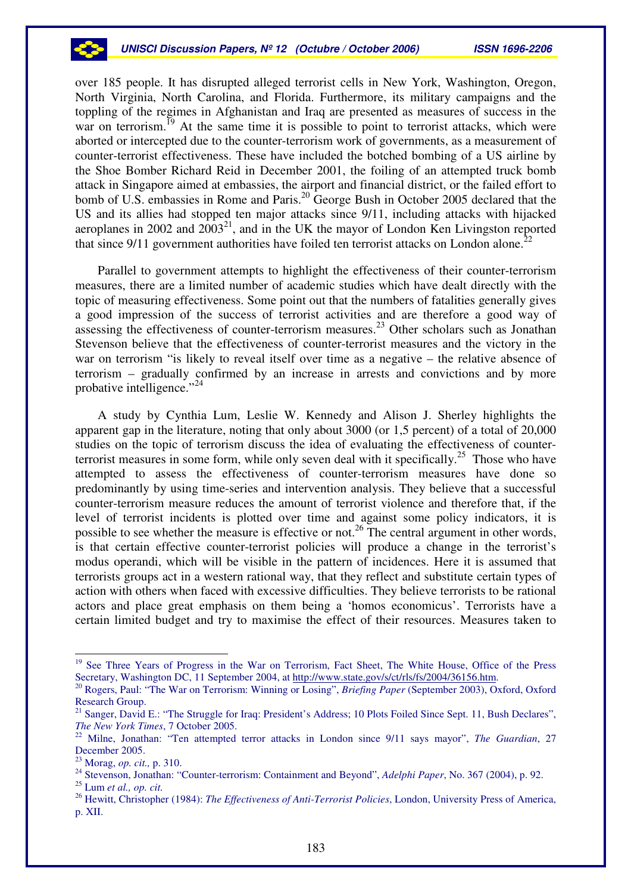over 185 people. It has disrupted alleged terrorist cells in New York, Washington, Oregon, North Virginia, North Carolina, and Florida. Furthermore, its military campaigns and the toppling of the regimes in Afghanistan and Iraq are presented as measures of success in the war on terrorism.[19] At the same time it is possible to point to terrorist attacks, which were aborted or intercepted due to the counter-terrorism work of governments, as a measurement of counter-terrorist effectiveness. These have included the botched bombing of a US airline by the Shoe Bomber Richard Reid in December 2001, the foiling of an attempted truck bomb attack in Singapore aimed at embassies, the airport and financial district, or the failed effort to bomb of U.S. embassies in Rome and Paris.[20] George Bush in October 2005 declared that the US and its allies had stopped ten major attacks since 9/11, including attacks with hijacked aeroplanes in 2002 and 2003[21], and in the UK the mayor of London Ken Livingston reported that since 9/11 government authorities have foiled ten terrorist attacks on London alone.[22]

Parallel to government attempts to highlight the effectiveness of their counter-terrorism measures, there are a limited number of academic studies which have dealt directly with the topic of measuring effectiveness. Some point out that the numbers of fatalities generally gives a good impression of the success of terrorist activities and are therefore a good way of assessing the effectiveness of counter-terrorism measures.[23] Other scholars such as Jonathan Stevenson believe that the effectiveness of counter-terrorist measures and the victory in the war on terrorism "is likely to reveal itself over time as a negative – the relative absence of terrorism – gradually confirmed by an increase in arrests and convictions and by more probative intelligence."[24]

A study by Cynthia Lum, Leslie W. Kennedy and Alison J. Sherley highlights the apparent gap in the literature, noting that only about 3000 (or 1,5 percent) of a total of 20,000 studies on the topic of terrorism discuss the idea of evaluating the effectiveness of counter-terrorist measures in some form, while only seven deal with it specifically.[25] Those who have attempted to assess the effectiveness of counter-terrorism measures have done so predominantly by using time-series and intervention analysis. They believe that a successful counter-terrorism measure reduces the amount of terrorist violence and therefore that, if the level of terrorist incidents is plotted over time and against some policy indicators, it is possible to see whether the measure is effective or not.[26] The central argument in other words, is that certain effective counter-terrorist policies will produce a change in the terrorist's modus operandi, which will be visible in the pattern of incidences. Here it is assumed that terrorists groups act in a western rational way, that they reflect and substitute certain types of action with others when faced with excessive difficulties. They believe terrorists to be rational actors and place great emphasis on them being a 'homos economicus'. Terrorists have a certain limited budget and try to maximise the effect of their resources. Measures taken to

---

[19] See Three Years of Progress in the War on Terrorism, Fact Sheet, The White House, Office of the Press Secretary, Washington DC, 11 September 2004, at http://www.state.gov/s/ct/rls/fs/2004/36156.htm.

[20] Rogers, Paul: "The War on Terrorism: Winning or Losing", *Briefing Paper* (September 2003), Oxford, Oxford Research Group.

[21] Sanger, David E.: "The Struggle for Iraq: President's Address; 10 Plots Foiled Since Sept. 11, Bush Declares", *The New York Times*, 7 October 2005.

[22] Milne, Jonathan: "Ten attempted terror attacks in London since 9/11 says mayor", *The Guardian*, 27 December 2005.

[23] Morag, *op. cit.,* p. 310.

[24] Stevenson, Jonathan: "Counter-terrorism: Containment and Beyond", *Adelphi Paper*, No. 367 (2004), p. 92.

[25] Lum *et al., op. cit.*

[26] Hewitt, Christopher (1984): *The Effectiveness of Anti-Terrorist Policies*, London, University Press of America, p. XII.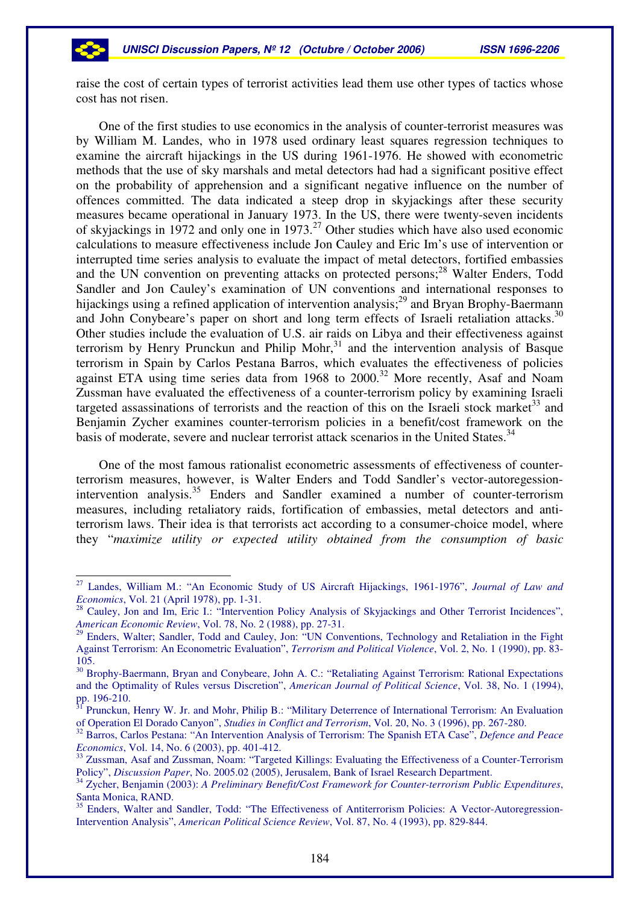raise the cost of certain types of terrorist activities lead them use other types of tactics whose cost has not risen.

One of the first studies to use economics in the analysis of counter-terrorist measures was by William M. Landes, who in 1978 used ordinary least squares regression techniques to examine the aircraft hijackings in the US during 1961-1976. He showed with econometric methods that the use of sky marshals and metal detectors had had a significant positive effect on the probability of apprehension and a significant negative influence on the number of offences committed. The data indicated a steep drop in skyjackings after these security measures became operational in January 1973. In the US, there were twenty-seven incidents of skyjackings in 1972 and only one in 1973.[27] Other studies which have also used economic calculations to measure effectiveness include Jon Cauley and Eric Im's use of intervention or interrupted time series analysis to evaluate the impact of metal detectors, fortified embassies and the UN convention on preventing attacks on protected persons;[28] Walter Enders, Todd Sandler and Jon Cauley's examination of UN conventions and international responses to hijackings using a refined application of intervention analysis;[29] and Bryan Brophy-Baermann and John Conybeare's paper on short and long term effects of Israeli retaliation attacks.[30] Other studies include the evaluation of U.S. air raids on Libya and their effectiveness against terrorism by Henry Prunckun and Philip Mohr,[31] and the intervention analysis of Basque terrorism in Spain by Carlos Pestana Barros, which evaluates the effectiveness of policies against ETA using time series data from 1968 to 2000.[32] More recently, Asaf and Noam Zussman have evaluated the effectiveness of a counter-terrorism policy by examining Israeli targeted assassinations of terrorists and the reaction of this on the Israeli stock market[33] and Benjamin Zycher examines counter-terrorism policies in a benefit/cost framework on the basis of moderate, severe and nuclear terrorist attack scenarios in the United States.[34]

One of the most famous rationalist econometric assessments of effectiveness of counter-terrorism measures, however, is Walter Enders and Todd Sandler's vector-autoregession-intervention analysis.[35] Enders and Sandler examined a number of counter-terrorism measures, including retaliatory raids, fortification of embassies, metal detectors and anti-terrorism laws. Their idea is that terrorists act according to a consumer-choice model, where they "*maximize utility or expected utility obtained from the consumption of basic*

---

[27] Landes, William M.: "An Economic Study of US Aircraft Hijackings, 1961-1976", *Journal of Law and Economics*, Vol. 21 (April 1978), pp. 1-31.

[28] Cauley, Jon and Im, Eric I.: "Intervention Policy Analysis of Skyjackings and Other Terrorist Incidences", *American Economic Review*, Vol. 78, No. 2 (1988), pp. 27-31.

[29] Enders, Walter; Sandler, Todd and Cauley, Jon: "UN Conventions, Technology and Retaliation in the Fight Against Terrorism: An Econometric Evaluation", *Terrorism and Political Violence*, Vol. 2, No. 1 (1990), pp. 83-105.

[30] Brophy-Baermann, Bryan and Conybeare, John A. C.: "Retaliating Against Terrorism: Rational Expectations and the Optimality of Rules versus Discretion", *American Journal of Political Science*, Vol. 38, No. 1 (1994), pp. 196-210.

[31] Prunckun, Henry W. Jr. and Mohr, Philip B.: "Military Deterrence of International Terrorism: An Evaluation of Operation El Dorado Canyon", *Studies in Conflict and Terrorism*, Vol. 20, No. 3 (1996), pp. 267-280.

[32] Barros, Carlos Pestana: "An Intervention Analysis of Terrorism: The Spanish ETA Case", *Defence and Peace Economics*, Vol. 14, No. 6 (2003), pp. 401-412.

[33] Zussman, Asaf and Zussman, Noam: "Targeted Killings: Evaluating the Effectiveness of a Counter-Terrorism Policy", *Discussion Paper*, No. 2005.02 (2005), Jerusalem, Bank of Israel Research Department.

[34] Zycher, Benjamin (2003): *A Preliminary Benefit/Cost Framework for Counter-terrorism Public Expenditures*, Santa Monica, RAND.

[35] Enders, Walter and Sandler, Todd: "The Effectiveness of Antiterrorism Policies: A Vector-Autoregression-Intervention Analysis", *American Political Science Review*, Vol. 87, No. 4 (1993), pp. 829-844.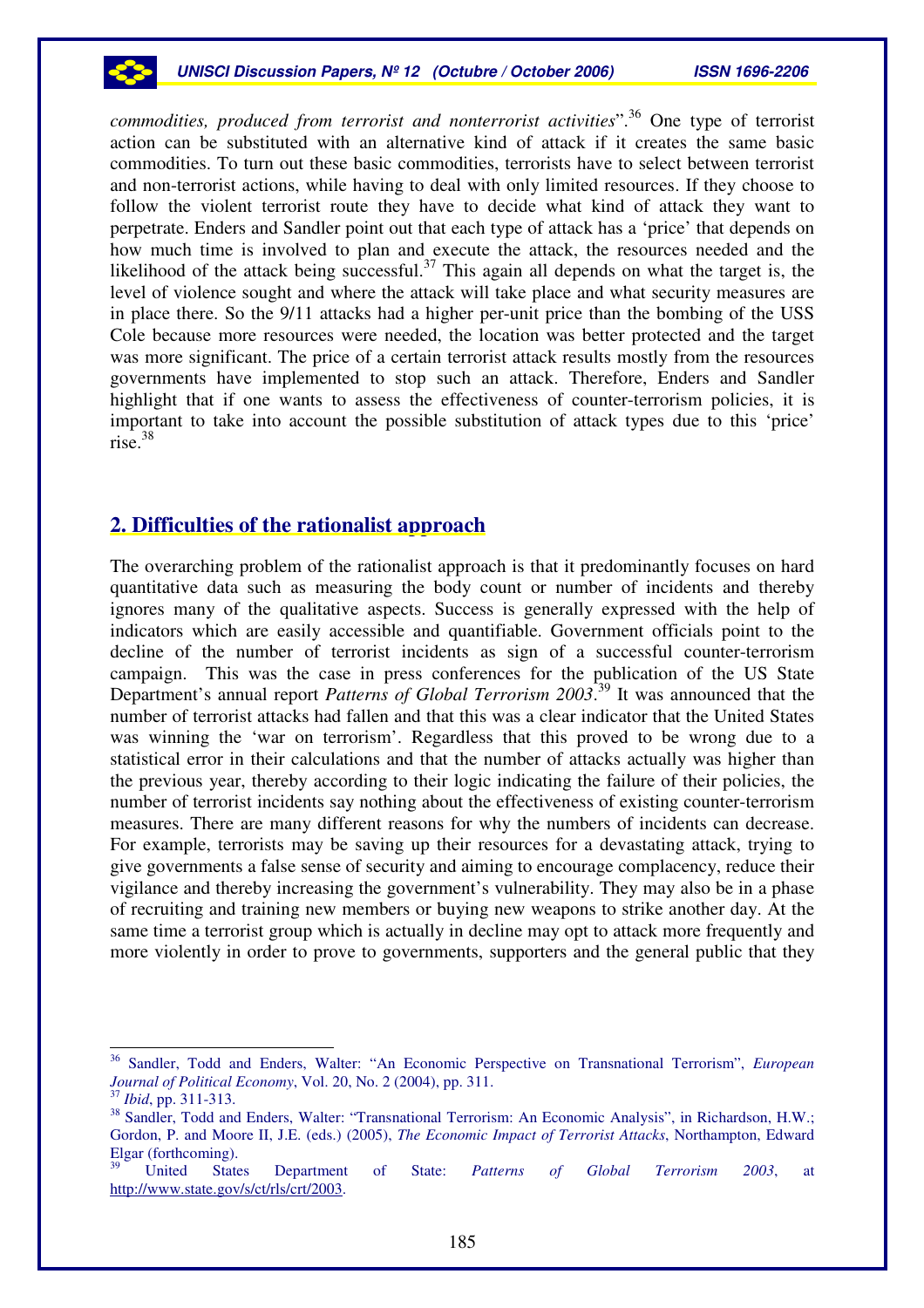*commodities, produced from terrorist and nonterrorist activities*".[36] One type of terrorist action can be substituted with an alternative kind of attack if it creates the same basic commodities. To turn out these basic commodities, terrorists have to select between terrorist and non-terrorist actions, while having to deal with only limited resources. If they choose to follow the violent terrorist route they have to decide what kind of attack they want to perpetrate. Enders and Sandler point out that each type of attack has a 'price' that depends on how much time is involved to plan and execute the attack, the resources needed and the likelihood of the attack being successful.[37] This again all depends on what the target is, the level of violence sought and where the attack will take place and what security measures are in place there. So the 9/11 attacks had a higher per-unit price than the bombing of the USS Cole because more resources were needed, the location was better protected and the target was more significant. The price of a certain terrorist attack results mostly from the resources governments have implemented to stop such an attack. Therefore, Enders and Sandler highlight that if one wants to assess the effectiveness of counter-terrorism policies, it is important to take into account the possible substitution of attack types due to this 'price' rise.[38]

## 2. Difficulties of the rationalist approach

The overarching problem of the rationalist approach is that it predominantly focuses on hard quantitative data such as measuring the body count or number of incidents and thereby ignores many of the qualitative aspects. Success is generally expressed with the help of indicators which are easily accessible and quantifiable. Government officials point to the decline of the number of terrorist incidents as sign of a successful counter-terrorism campaign. This was the case in press conferences for the publication of the US State Department's annual report *Patterns of Global Terrorism 2003*.[39] It was announced that the number of terrorist attacks had fallen and that this was a clear indicator that the United States was winning the 'war on terrorism'. Regardless that this proved to be wrong due to a statistical error in their calculations and that the number of attacks actually was higher than the previous year, thereby according to their logic indicating the failure of their policies, the number of terrorist incidents say nothing about the effectiveness of existing counter-terrorism measures. There are many different reasons for why the numbers of incidents can decrease. For example, terrorists may be saving up their resources for a devastating attack, trying to give governments a false sense of security and aiming to encourage complacency, reduce their vigilance and thereby increasing the government's vulnerability. They may also be in a phase of recruiting and training new members or buying new weapons to strike another day. At the same time a terrorist group which is actually in decline may opt to attack more frequently and more violently in order to prove to governments, supporters and the general public that they

---

[36] Sandler, Todd and Enders, Walter: "An Economic Perspective on Transnational Terrorism", *European Journal of Political Economy*, Vol. 20, No. 2 (2004), pp. 311.

[37] *Ibid*, pp. 311-313.

[38] Sandler, Todd and Enders, Walter: "Transnational Terrorism: An Economic Analysis", in Richardson, H.W.; Gordon, P. and Moore II, J.E. (eds.) (2005), *The Economic Impact of Terrorist Attacks*, Northampton, Edward Elgar (forthcoming).

[39] United States Department of State: *Patterns of Global Terrorism 2003*, at http://www.state.gov/s/ct/rls/crt/2003.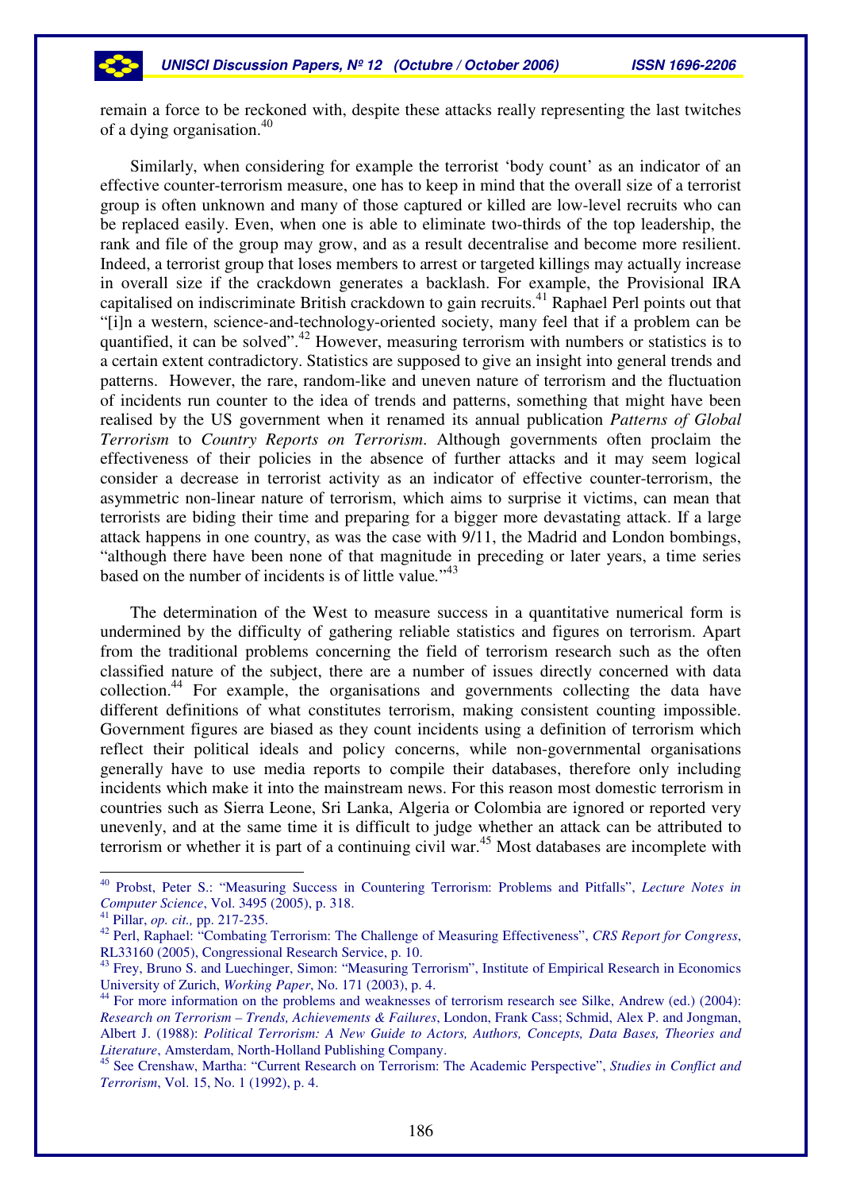remain a force to be reckoned with, despite these attacks really representing the last twitches of a dying organisation.[40]

Similarly, when considering for example the terrorist 'body count' as an indicator of an effective counter-terrorism measure, one has to keep in mind that the overall size of a terrorist group is often unknown and many of those captured or killed are low-level recruits who can be replaced easily. Even, when one is able to eliminate two-thirds of the top leadership, the rank and file of the group may grow, and as a result decentralise and become more resilient. Indeed, a terrorist group that loses members to arrest or targeted killings may actually increase in overall size if the crackdown generates a backlash. For example, the Provisional IRA capitalised on indiscriminate British crackdown to gain recruits.[41] Raphael Perl points out that "[i]n a western, science-and-technology-oriented society, many feel that if a problem can be quantified, it can be solved".[42] However, measuring terrorism with numbers or statistics is to a certain extent contradictory. Statistics are supposed to give an insight into general trends and patterns. However, the rare, random-like and uneven nature of terrorism and the fluctuation of incidents run counter to the idea of trends and patterns, something that might have been realised by the US government when it renamed its annual publication *Patterns of Global Terrorism* to *Country Reports on Terrorism*. Although governments often proclaim the effectiveness of their policies in the absence of further attacks and it may seem logical consider a decrease in terrorist activity as an indicator of effective counter-terrorism, the asymmetric non-linear nature of terrorism, which aims to surprise it victims, can mean that terrorists are biding their time and preparing for a bigger more devastating attack. If a large attack happens in one country, as was the case with 9/11, the Madrid and London bombings, "although there have been none of that magnitude in preceding or later years, a time series based on the number of incidents is of little value."[43]

The determination of the West to measure success in a quantitative numerical form is undermined by the difficulty of gathering reliable statistics and figures on terrorism. Apart from the traditional problems concerning the field of terrorism research such as the often classified nature of the subject, there are a number of issues directly concerned with data collection.[44] For example, the organisations and governments collecting the data have different definitions of what constitutes terrorism, making consistent counting impossible. Government figures are biased as they count incidents using a definition of terrorism which reflect their political ideals and policy concerns, while non-governmental organisations generally have to use media reports to compile their databases, therefore only including incidents which make it into the mainstream news. For this reason most domestic terrorism in countries such as Sierra Leone, Sri Lanka, Algeria or Colombia are ignored or reported very unevenly, and at the same time it is difficult to judge whether an attack can be attributed to terrorism or whether it is part of a continuing civil war.[45] Most databases are incomplete with

---

[40] Probst, Peter S.: "Measuring Success in Countering Terrorism: Problems and Pitfalls", *Lecture Notes in Computer Science*, Vol. 3495 (2005), p. 318.

[41] Pillar, *op. cit.,* pp. 217-235.

[42] Perl, Raphael: "Combating Terrorism: The Challenge of Measuring Effectiveness", *CRS Report for Congress*, RL33160 (2005), Congressional Research Service, p. 10.

[43] Frey, Bruno S. and Luechinger, Simon: "Measuring Terrorism", Institute of Empirical Research in Economics University of Zurich, *Working Paper*, No. 171 (2003), p. 4.

[44] For more information on the problems and weaknesses of terrorism research see Silke, Andrew (ed.) (2004): *Research on Terrorism – Trends, Achievements & Failures*, London, Frank Cass; Schmid, Alex P. and Jongman, Albert J. (1988): *Political Terrorism: A New Guide to Actors, Authors, Concepts, Data Bases, Theories and Literature*, Amsterdam, North-Holland Publishing Company.

[45] See Crenshaw, Martha: "Current Research on Terrorism: The Academic Perspective", *Studies in Conflict and Terrorism*, Vol. 15, No. 1 (1992), p. 4.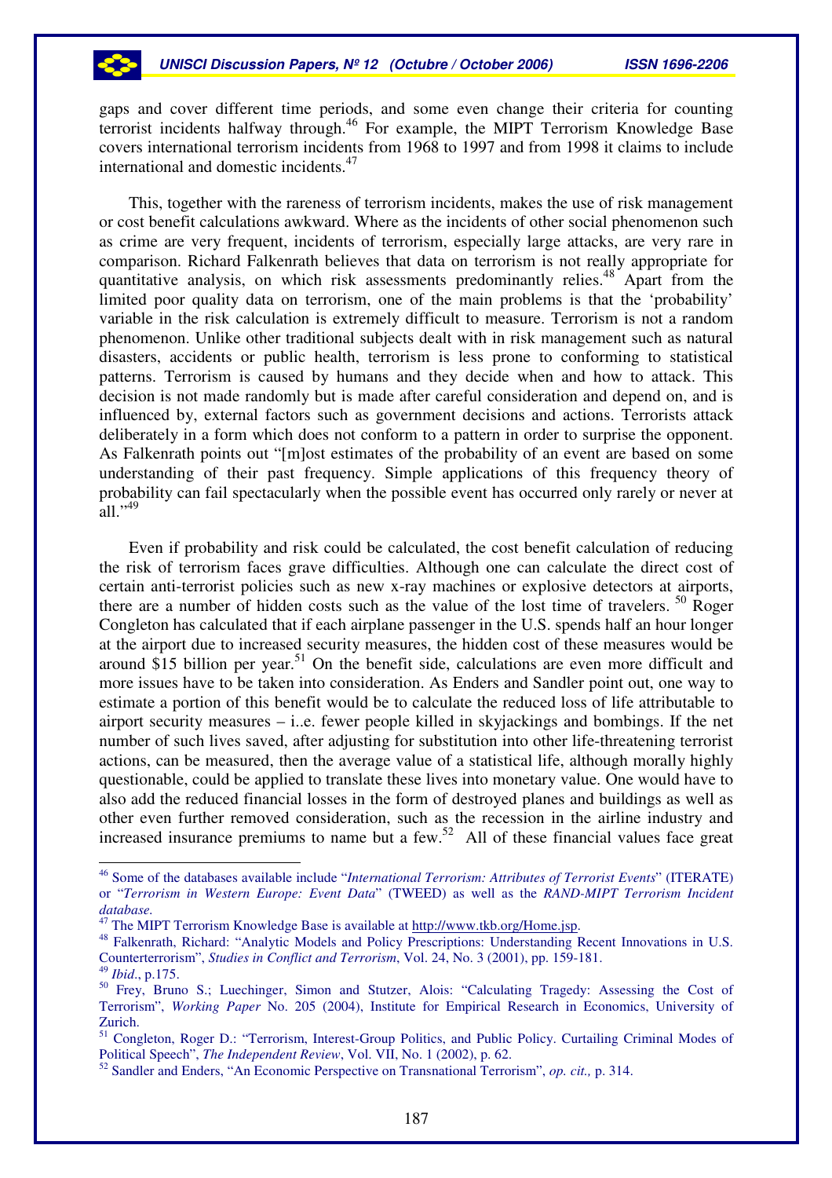gaps and cover different time periods, and some even change their criteria for counting terrorist incidents halfway through.[46] For example, the MIPT Terrorism Knowledge Base covers international terrorism incidents from 1968 to 1997 and from 1998 it claims to include international and domestic incidents.[47]

This, together with the rareness of terrorism incidents, makes the use of risk management or cost benefit calculations awkward. Where as the incidents of other social phenomenon such as crime are very frequent, incidents of terrorism, especially large attacks, are very rare in comparison. Richard Falkenrath believes that data on terrorism is not really appropriate for quantitative analysis, on which risk assessments predominantly relies.[48] Apart from the limited poor quality data on terrorism, one of the main problems is that the 'probability' variable in the risk calculation is extremely difficult to measure. Terrorism is not a random phenomenon. Unlike other traditional subjects dealt with in risk management such as natural disasters, accidents or public health, terrorism is less prone to conforming to statistical patterns. Terrorism is caused by humans and they decide when and how to attack. This decision is not made randomly but is made after careful consideration and depend on, and is influenced by, external factors such as government decisions and actions. Terrorists attack deliberately in a form which does not conform to a pattern in order to surprise the opponent. As Falkenrath points out "[m]ost estimates of the probability of an event are based on some understanding of their past frequency. Simple applications of this frequency theory of probability can fail spectacularly when the possible event has occurred only rarely or never at all."[49]

Even if probability and risk could be calculated, the cost benefit calculation of reducing the risk of terrorism faces grave difficulties. Although one can calculate the direct cost of certain anti-terrorist policies such as new x-ray machines or explosive detectors at airports, there are a number of hidden costs such as the value of the lost time of travelers.[50] Roger Congleton has calculated that if each airplane passenger in the U.S. spends half an hour longer at the airport due to increased security measures, the hidden cost of these measures would be around $15 billion per year.[51] On the benefit side, calculations are even more difficult and more issues have to be taken into consideration. As Enders and Sandler point out, one way to estimate a portion of this benefit would be to calculate the reduced loss of life attributable to airport security measures – i..e. fewer people killed in skyjackings and bombings. If the net number of such lives saved, after adjusting for substitution into other life-threatening terrorist actions, can be measured, then the average value of a statistical life, although morally highly questionable, could be applied to translate these lives into monetary value. One would have to also add the reduced financial losses in the form of destroyed planes and buildings as well as other even further removed consideration, such as the recession in the airline industry and increased insurance premiums to name but a few.[52] All of these financial values face great

---

[46] Some of the databases available include "*International Terrorism: Attributes of Terrorist Events*" (ITERATE) or "*Terrorism in Western Europe: Event Data*" (TWEED) as well as the *RAND-MIPT Terrorism Incident database*.

[47] The MIPT Terrorism Knowledge Base is available at http://www.tkb.org/Home.jsp.

[48] Falkenrath, Richard: "Analytic Models and Policy Prescriptions: Understanding Recent Innovations in U.S. Counterterrorism", *Studies in Conflict and Terrorism*, Vol. 24, No. 3 (2001), pp. 159-181.

[49] *Ibid*., p.175.

[50] Frey, Bruno S.; Luechinger, Simon and Stutzer, Alois: "Calculating Tragedy: Assessing the Cost of Terrorism", *Working Paper* No. 205 (2004), Institute for Empirical Research in Economics, University of Zurich.

[51] Congleton, Roger D.: "Terrorism, Interest-Group Politics, and Public Policy. Curtailing Criminal Modes of Political Speech", *The Independent Review*, Vol. VII, No. 1 (2002), p. 62.

[52] Sandler and Enders, "An Economic Perspective on Transnational Terrorism", *op. cit.,* p. 314.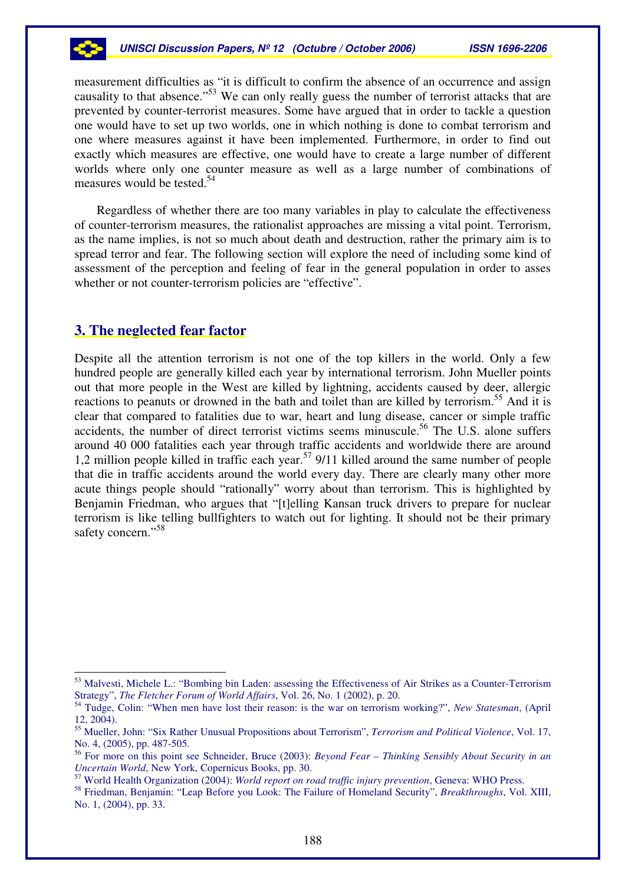measurement difficulties as "it is difficult to confirm the absence of an occurrence and assign causality to that absence."[53] We can only really guess the number of terrorist attacks that are prevented by counter-terrorist measures. Some have argued that in order to tackle a question one would have to set up two worlds, one in which nothing is done to combat terrorism and one where measures against it have been implemented. Furthermore, in order to find out exactly which measures are effective, one would have to create a large number of different worlds where only one counter measure as well as a large number of combinations of measures would be tested.[54]

Regardless of whether there are too many variables in play to calculate the effectiveness of counter-terrorism measures, the rationalist approaches are missing a vital point. Terrorism, as the name implies, is not so much about death and destruction, rather the primary aim is to spread terror and fear. The following section will explore the need of including some kind of assessment of the perception and feeling of fear in the general population in order to asses whether or not counter-terrorism policies are "effective".

## 3. The neglected fear factor

Despite all the attention terrorism is not one of the top killers in the world. Only a few hundred people are generally killed each year by international terrorism. John Mueller points out that more people in the West are killed by lightning, accidents caused by deer, allergic reactions to peanuts or drowned in the bath and toilet than are killed by terrorism.[55] And it is clear that compared to fatalities due to war, heart and lung disease, cancer or simple traffic accidents, the number of direct terrorist victims seems minuscule.[56] The U.S. alone suffers around 40 000 fatalities each year through traffic accidents and worldwide there are around 1,2 million people killed in traffic each year.[57] 9/11 killed around the same number of people that die in traffic accidents around the world every day. There are clearly many other more acute things people should "rationally" worry about than terrorism. This is highlighted by Benjamin Friedman, who argues that "[t]elling Kansan truck drivers to prepare for nuclear terrorism is like telling bullfighters to watch out for lighting. It should not be their primary safety concern."[58]

---

[53] Malvesti, Michele L.: "Bombing bin Laden: assessing the Effectiveness of Air Strikes as a Counter-Terrorism Strategy", *The Fletcher Forum of World Affairs*, Vol. 26, No. 1 (2002), p. 20.

[54] Tudge, Colin: "When men have lost their reason: is the war on terrorism working?", *New Statesman*, (April 12, 2004).

[55] Mueller, John: "Six Rather Unusual Propositions about Terrorism", *Terrorism and Political Violence*, Vol. 17, No. 4, (2005), pp. 487-505.

[56] For more on this point see Schneider, Bruce (2003): *Beyond Fear – Thinking Sensibly About Security in an Uncertain World*, New York, Copernicus Books, pp. 30.

[57] World Health Organization (2004): *World report on road traffic injury prevention*, Geneva: WHO Press.

[58] Friedman, Benjamin: "Leap Before you Look: The Failure of Homeland Security", *Breakthroughs*, Vol. XIII, No. 1, (2004), pp. 33.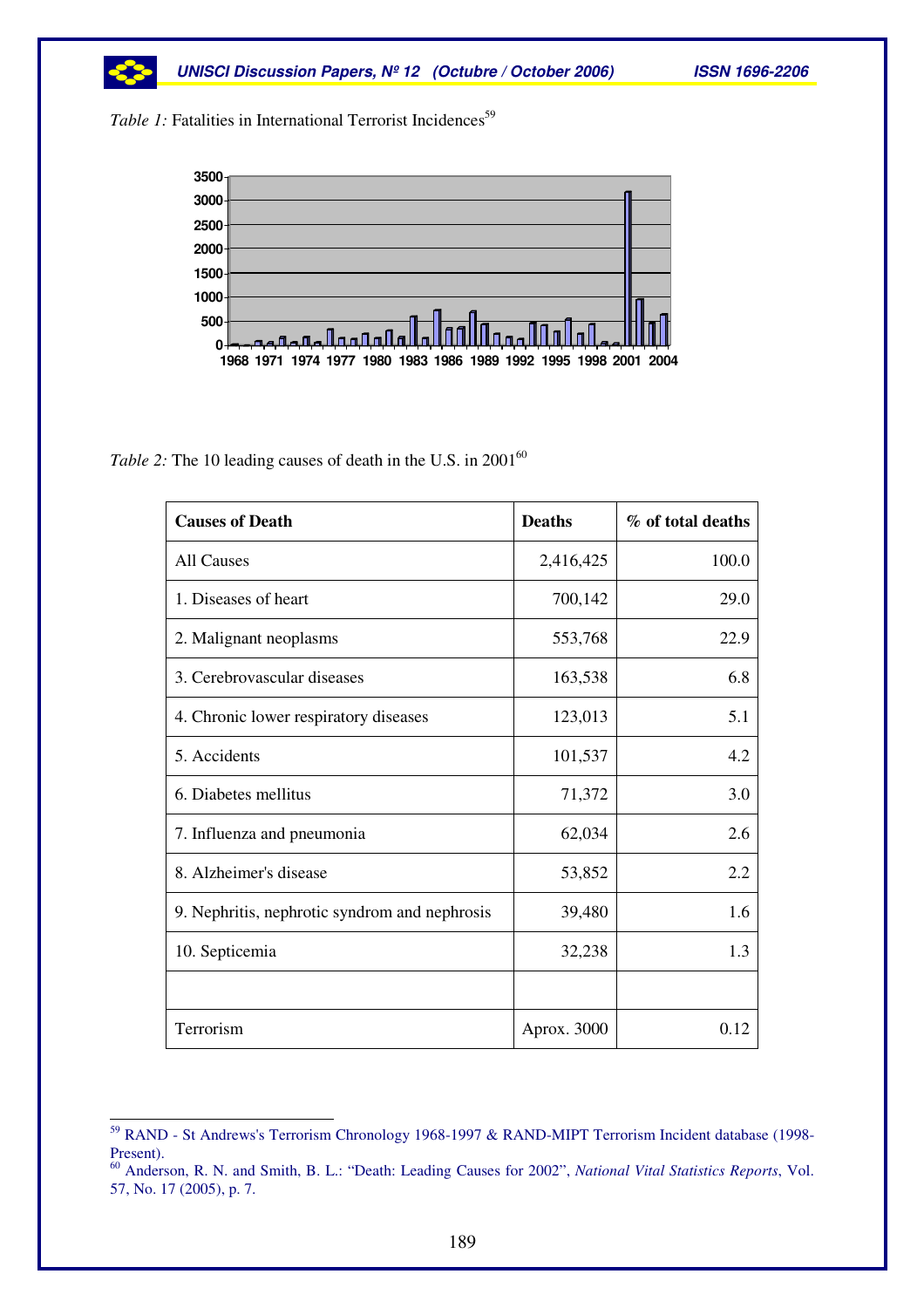*Table 1:* Fatalities in International Terrorist Incidences[59]

*Table 2:* The 10 leading causes of death in the U.S. in 2001[60]

| Causes of Death | Deaths | % of total deaths |
|---|---|---|
| All Causes | 2,416,425 | 100.0 |
| 1. Diseases of heart | 700,142 | 29.0 |
| 2. Malignant neoplasms | 553,768 | 22.9 |
| 3. Cerebrovascular diseases | 163,538 | 6.8 |
| 4. Chronic lower respiratory diseases | 123,013 | 5.1 |
| 5. Accidents | 101,537 | 4.2 |
| 6. Diabetes mellitus | 71,372 | 3.0 |
| 7. Influenza and pneumonia | 62,034 | 2.6 |
| 8. Alzheimer's disease | 53,852 | 2.2 |
| 9. Nephritis, nephrotic syndrom and nephrosis | 39,480 | 1.6 |
| 10. Septicemia | 32,238 | 1.3 |
| | | |
| Terrorism | Aprox. 3000 | 0.12 |

[59] RAND - St Andrews's Terrorism Chronology 1968-1997 & RAND-MIPT Terrorism Incident database (1998-Present).

[60] Anderson, R. N. and Smith, B. L.: "Death: Leading Causes for 2002", *National Vital Statistics Reports*, Vol. 57, No. 17 (2005), p. 7.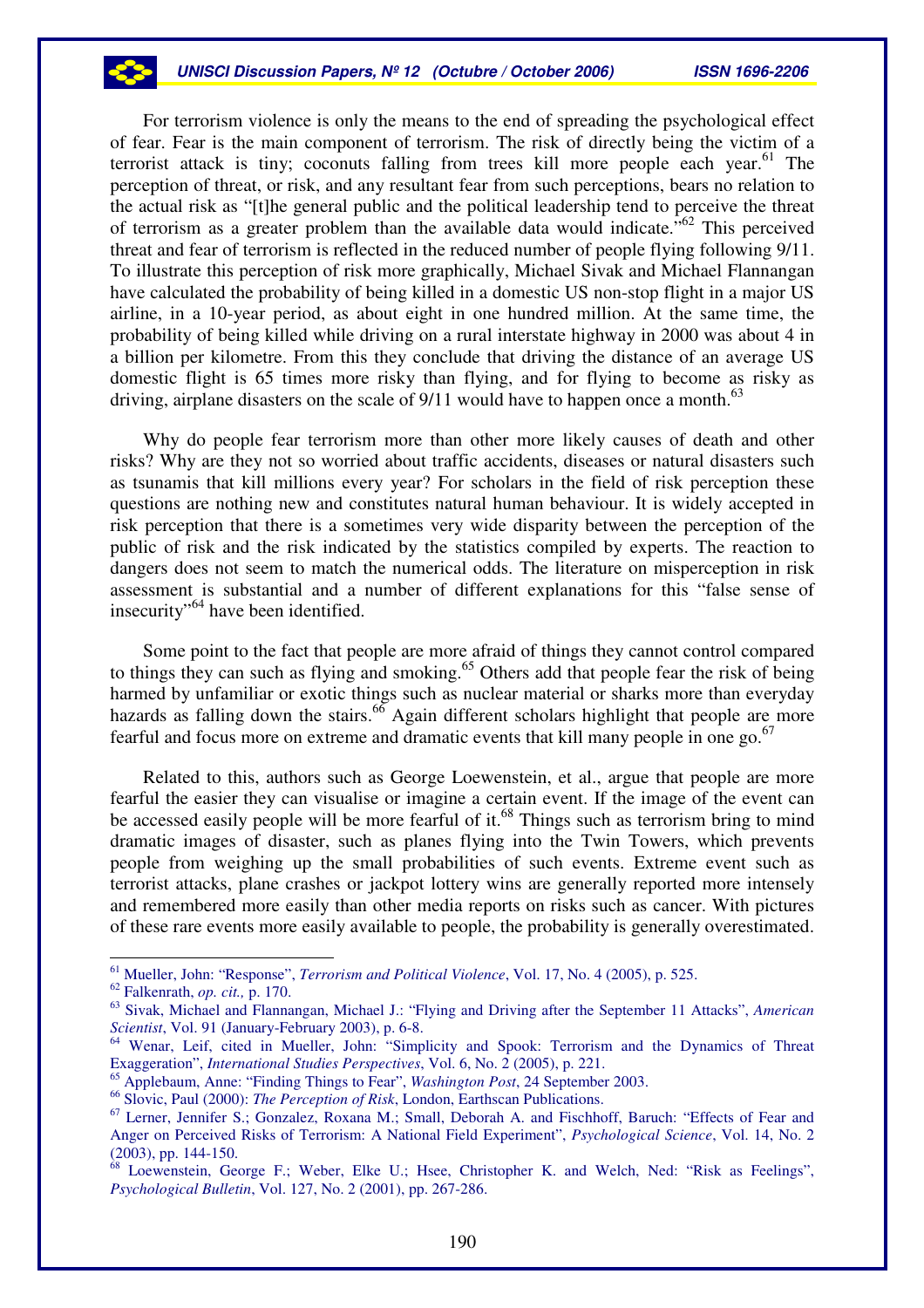For terrorism violence is only the means to the end of spreading the psychological effect of fear. Fear is the main component of terrorism. The risk of directly being the victim of a terrorist attack is tiny; coconuts falling from trees kill more people each year.[61] The perception of threat, or risk, and any resultant fear from such perceptions, bears no relation to the actual risk as "[t]he general public and the political leadership tend to perceive the threat of terrorism as a greater problem than the available data would indicate."[62] This perceived threat and fear of terrorism is reflected in the reduced number of people flying following 9/11. To illustrate this perception of risk more graphically, Michael Sivak and Michael Flannangan have calculated the probability of being killed in a domestic US non-stop flight in a major US airline, in a 10-year period, as about eight in one hundred million. At the same time, the probability of being killed while driving on a rural interstate highway in 2000 was about 4 in a billion per kilometre. From this they conclude that driving the distance of an average US domestic flight is 65 times more risky than flying, and for flying to become as risky as driving, airplane disasters on the scale of 9/11 would have to happen once a month.[63]

Why do people fear terrorism more than other more likely causes of death and other risks? Why are they not so worried about traffic accidents, diseases or natural disasters such as tsunamis that kill millions every year? For scholars in the field of risk perception these questions are nothing new and constitutes natural human behaviour. It is widely accepted in risk perception that there is a sometimes very wide disparity between the perception of the public of risk and the risk indicated by the statistics compiled by experts. The reaction to dangers does not seem to match the numerical odds. The literature on misperception in risk assessment is substantial and a number of different explanations for this "false sense of insecurity"[64] have been identified.

Some point to the fact that people are more afraid of things they cannot control compared to things they can such as flying and smoking.[65] Others add that people fear the risk of being harmed by unfamiliar or exotic things such as nuclear material or sharks more than everyday hazards as falling down the stairs.[66] Again different scholars highlight that people are more fearful and focus more on extreme and dramatic events that kill many people in one go.[67]

Related to this, authors such as George Loewenstein, et al., argue that people are more fearful the easier they can visualise or imagine a certain event. If the image of the event can be accessed easily people will be more fearful of it.[68] Things such as terrorism bring to mind dramatic images of disaster, such as planes flying into the Twin Towers, which prevents people from weighing up the small probabilities of such events. Extreme event such as terrorist attacks, plane crashes or jackpot lottery wins are generally reported more intensely and remembered more easily than other media reports on risks such as cancer. With pictures of these rare events more easily available to people, the probability is generally overestimated.

---

[61] Mueller, John: "Response", *Terrorism and Political Violence*, Vol. 17, No. 4 (2005), p. 525.

[62] Falkenrath, *op. cit.,* p. 170.

[63] Sivak, Michael and Flannangan, Michael J.: "Flying and Driving after the September 11 Attacks", *American Scientist*, Vol. 91 (January-February 2003), p. 6-8.

[64] Wenar, Leif, cited in Mueller, John: "Simplicity and Spook: Terrorism and the Dynamics of Threat Exaggeration", *International Studies Perspectives*, Vol. 6, No. 2 (2005), p. 221.

[65] Applebaum, Anne: "Finding Things to Fear", *Washington Post*, 24 September 2003.

[66] Slovic, Paul (2000): *The Perception of Risk*, London, Earthscan Publications.

[67] Lerner, Jennifer S.; Gonzalez, Roxana M.; Small, Deborah A. and Fischhoff, Baruch: "Effects of Fear and Anger on Perceived Risks of Terrorism: A National Field Experiment", *Psychological Science*, Vol. 14, No. 2 (2003), pp. 144-150.

[68] Loewenstein, George F.; Weber, Elke U.; Hsee, Christopher K. and Welch, Ned: "Risk as Feelings", *Psychological Bulletin*, Vol. 127, No. 2 (2001), pp. 267-286.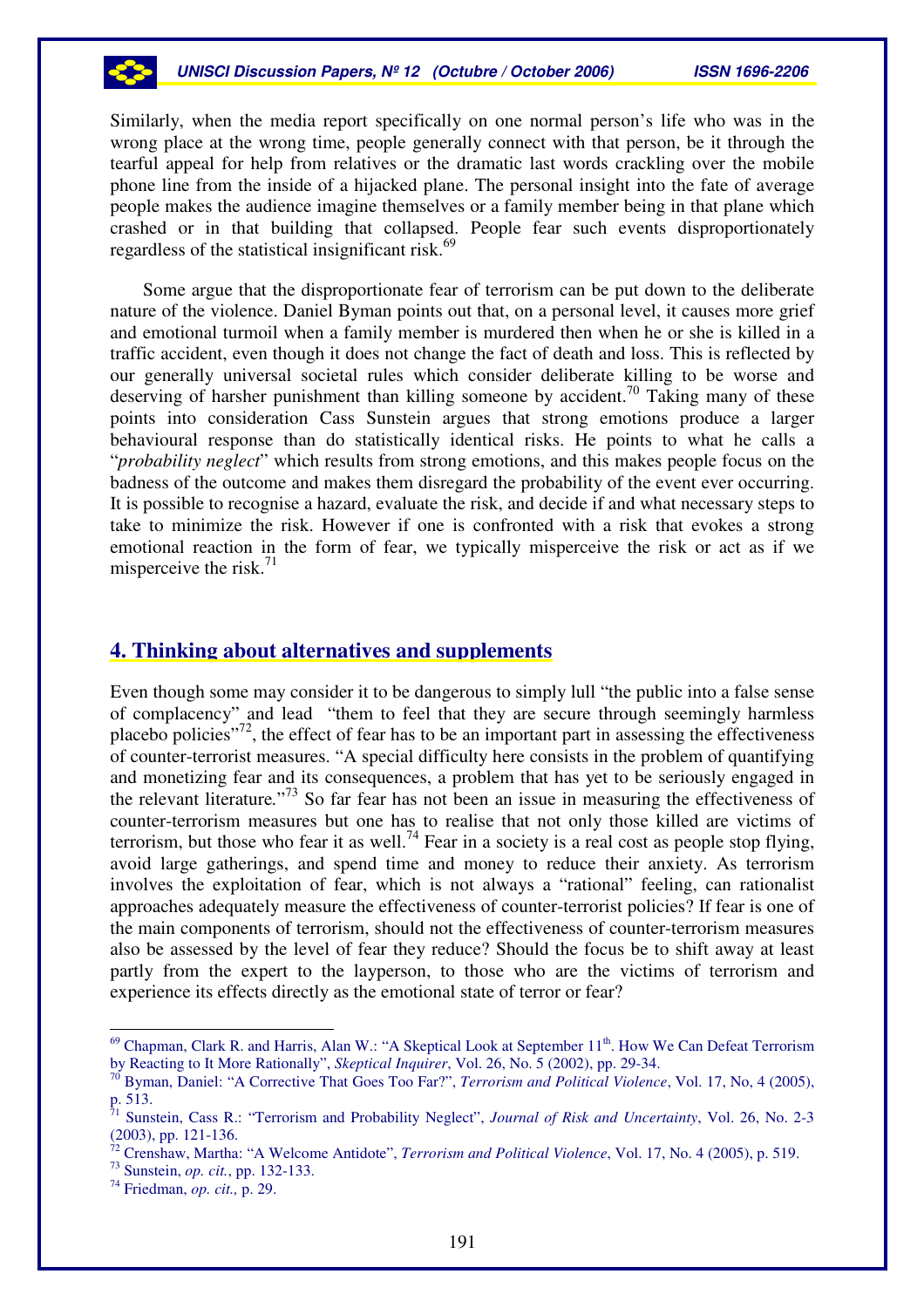Similarly, when the media report specifically on one normal person's life who was in the wrong place at the wrong time, people generally connect with that person, be it through the tearful appeal for help from relatives or the dramatic last words crackling over the mobile phone line from the inside of a hijacked plane. The personal insight into the fate of average people makes the audience imagine themselves or a family member being in that plane which crashed or in that building that collapsed. People fear such events disproportionately regardless of the statistical insignificant risk.[69]

Some argue that the disproportionate fear of terrorism can be put down to the deliberate nature of the violence. Daniel Byman points out that, on a personal level, it causes more grief and emotional turmoil when a family member is murdered then when he or she is killed in a traffic accident, even though it does not change the fact of death and loss. This is reflected by our generally universal societal rules which consider deliberate killing to be worse and deserving of harsher punishment than killing someone by accident.[70] Taking many of these points into consideration Cass Sunstein argues that strong emotions produce a larger behavioural response than do statistically identical risks. He points to what he calls a "*probability neglect*" which results from strong emotions, and this makes people focus on the badness of the outcome and makes them disregard the probability of the event ever occurring. It is possible to recognise a hazard, evaluate the risk, and decide if and what necessary steps to take to minimize the risk. However if one is confronted with a risk that evokes a strong emotional reaction in the form of fear, we typically misperceive the risk or act as if we misperceive the risk.[71]

## 4. Thinking about alternatives and supplements

Even though some may consider it to be dangerous to simply lull "the public into a false sense of complacency" and lead "them to feel that they are secure through seemingly harmless placebo policies"[72], the effect of fear has to be an important part in assessing the effectiveness of counter-terrorist measures. "A special difficulty here consists in the problem of quantifying and monetizing fear and its consequences, a problem that has yet to be seriously engaged in the relevant literature."[73] So far fear has not been an issue in measuring the effectiveness of counter-terrorism measures but one has to realise that not only those killed are victims of terrorism, but those who fear it as well.[74] Fear in a society is a real cost as people stop flying, avoid large gatherings, and spend time and money to reduce their anxiety. As terrorism involves the exploitation of fear, which is not always a "rational" feeling, can rationalist approaches adequately measure the effectiveness of counter-terrorist policies? If fear is one of the main components of terrorism, should not the effectiveness of counter-terrorism measures also be assessed by the level of fear they reduce? Should the focus be to shift away at least partly from the expert to the layperson, to those who are the victims of terrorism and experience its effects directly as the emotional state of terror or fear?

---

[69] Chapman, Clark R. and Harris, Alan W.: "A Skeptical Look at September 11th. How We Can Defeat Terrorism by Reacting to It More Rationally", *Skeptical Inquirer*, Vol. 26, No. 5 (2002), pp. 29-34.

[70] Byman, Daniel: "A Corrective That Goes Too Far?", *Terrorism and Political Violence*, Vol. 17, No, 4 (2005), p. 513.

[71] Sunstein, Cass R.: "Terrorism and Probability Neglect", *Journal of Risk and Uncertainty*, Vol. 26, No. 2-3 (2003), pp. 121-136.

[72] Crenshaw, Martha: "A Welcome Antidote", *Terrorism and Political Violence*, Vol. 17, No. 4 (2005), p. 519.

[73] Sunstein, *op. cit.*, pp. 132-133.

[74] Friedman, *op. cit.,* p. 29.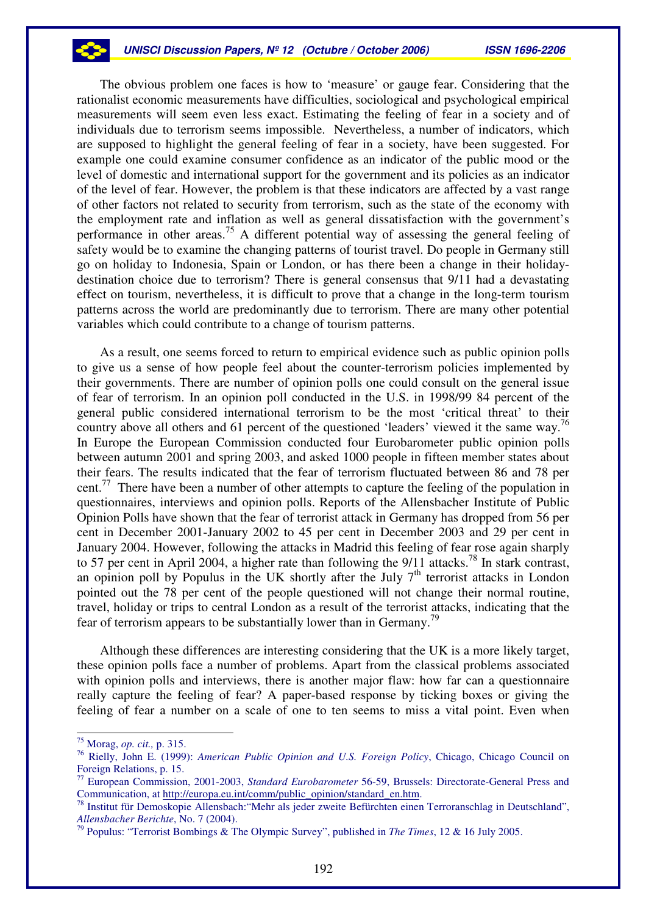The obvious problem one faces is how to 'measure' or gauge fear. Considering that the rationalist economic measurements have difficulties, sociological and psychological empirical measurements will seem even less exact. Estimating the feeling of fear in a society and of individuals due to terrorism seems impossible. Nevertheless, a number of indicators, which are supposed to highlight the general feeling of fear in a society, have been suggested. For example one could examine consumer confidence as an indicator of the public mood or the level of domestic and international support for the government and its policies as an indicator of the level of fear. However, the problem is that these indicators are affected by a vast range of other factors not related to security from terrorism, such as the state of the economy with the employment rate and inflation as well as general dissatisfaction with the government's performance in other areas.[75] A different potential way of assessing the general feeling of safety would be to examine the changing patterns of tourist travel. Do people in Germany still go on holiday to Indonesia, Spain or London, or has there been a change in their holiday-destination choice due to terrorism? There is general consensus that 9/11 had a devastating effect on tourism, nevertheless, it is difficult to prove that a change in the long-term tourism patterns across the world are predominantly due to terrorism. There are many other potential variables which could contribute to a change of tourism patterns.

As a result, one seems forced to return to empirical evidence such as public opinion polls to give us a sense of how people feel about the counter-terrorism policies implemented by their governments. There are number of opinion polls one could consult on the general issue of fear of terrorism. In an opinion poll conducted in the U.S. in 1998/99 84 percent of the general public considered international terrorism to be the most 'critical threat' to their country above all others and 61 percent of the questioned 'leaders' viewed it the same way.[76] In Europe the European Commission conducted four Eurobarometer public opinion polls between autumn 2001 and spring 2003, and asked 1000 people in fifteen member states about their fears. The results indicated that the fear of terrorism fluctuated between 86 and 78 per cent.[77] There have been a number of other attempts to capture the feeling of the population in questionnaires, interviews and opinion polls. Reports of the Allensbacher Institute of Public Opinion Polls have shown that the fear of terrorist attack in Germany has dropped from 56 per cent in December 2001-January 2002 to 45 per cent in December 2003 and 29 per cent in January 2004. However, following the attacks in Madrid this feeling of fear rose again sharply to 57 per cent in April 2004, a higher rate than following the 9/11 attacks.[78] In stark contrast, an opinion poll by Populus in the UK shortly after the July 7th terrorist attacks in London pointed out the 78 per cent of the people questioned will not change their normal routine, travel, holiday or trips to central London as a result of the terrorist attacks, indicating that the fear of terrorism appears to be substantially lower than in Germany.[79]

Although these differences are interesting considering that the UK is a more likely target, these opinion polls face a number of problems. Apart from the classical problems associated with opinion polls and interviews, there is another major flaw: how far can a questionnaire really capture the feeling of fear? A paper-based response by ticking boxes or giving the feeling of fear a number on a scale of one to ten seems to miss a vital point. Even when

---

[75] Morag, *op. cit.,* p. 315.

[76] Rielly, John E. (1999): *American Public Opinion and U.S. Foreign Policy*, Chicago, Chicago Council on Foreign Relations, p. 15.

[77] European Commission, 2001-2003, *Standard Eurobarometer* 56-59, Brussels: Directorate-General Press and Communication, at http://europa.eu.int/comm/public_opinion/standard_en.htm.

[78] Institut für Demoskopie Allensbach:"Mehr als jeder zweite Befürchten einen Terroranschlag in Deutschland", *Allensbacher Berichte*, No. 7 (2004).

[79] Populus: "Terrorist Bombings & The Olympic Survey", published in *The Times*, 12 & 16 July 2005.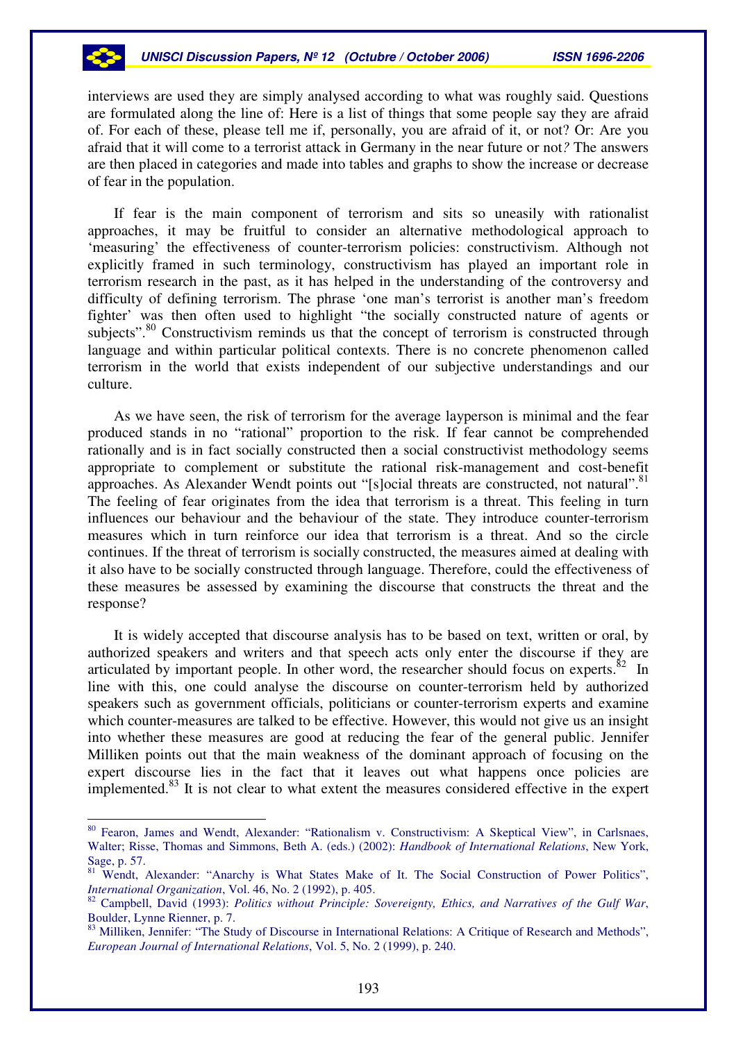interviews are used they are simply analysed according to what was roughly said. Questions are formulated along the line of: Here is a list of things that some people say they are afraid of. For each of these, please tell me if, personally, you are afraid of it, or not? Or: Are you afraid that it will come to a terrorist attack in Germany in the near future or not*?* The answers are then placed in categories and made into tables and graphs to show the increase or decrease of fear in the population.

If fear is the main component of terrorism and sits so uneasily with rationalist approaches, it may be fruitful to consider an alternative methodological approach to 'measuring' the effectiveness of counter-terrorism policies: constructivism. Although not explicitly framed in such terminology, constructivism has played an important role in terrorism research in the past, as it has helped in the understanding of the controversy and difficulty of defining terrorism. The phrase 'one man's terrorist is another man's freedom fighter' was then often used to highlight "the socially constructed nature of agents or subjects".[80] Constructivism reminds us that the concept of terrorism is constructed through language and within particular political contexts. There is no concrete phenomenon called terrorism in the world that exists independent of our subjective understandings and our culture.

As we have seen, the risk of terrorism for the average layperson is minimal and the fear produced stands in no "rational" proportion to the risk. If fear cannot be comprehended rationally and is in fact socially constructed then a social constructivist methodology seems appropriate to complement or substitute the rational risk-management and cost-benefit approaches. As Alexander Wendt points out "[s]ocial threats are constructed, not natural".[81] The feeling of fear originates from the idea that terrorism is a threat. This feeling in turn influences our behaviour and the behaviour of the state. They introduce counter-terrorism measures which in turn reinforce our idea that terrorism is a threat. And so the circle continues. If the threat of terrorism is socially constructed, the measures aimed at dealing with it also have to be socially constructed through language. Therefore, could the effectiveness of these measures be assessed by examining the discourse that constructs the threat and the response?

It is widely accepted that discourse analysis has to be based on text, written or oral, by authorized speakers and writers and that speech acts only enter the discourse if they are articulated by important people. In other word, the researcher should focus on experts.[82] In line with this, one could analyse the discourse on counter-terrorism held by authorized speakers such as government officials, politicians or counter-terrorism experts and examine which counter-measures are talked to be effective. However, this would not give us an insight into whether these measures are good at reducing the fear of the general public. Jennifer Milliken points out that the main weakness of the dominant approach of focusing on the expert discourse lies in the fact that it leaves out what happens once policies are implemented.[83] It is not clear to what extent the measures considered effective in the expert

---

[80] Fearon, James and Wendt, Alexander: "Rationalism v. Constructivism: A Skeptical View", in Carlsnaes, Walter; Risse, Thomas and Simmons, Beth A. (eds.) (2002): *Handbook of International Relations*, New York, Sage, p. 57.

[81] Wendt, Alexander: "Anarchy is What States Make of It. The Social Construction of Power Politics", *International Organization*, Vol. 46, No. 2 (1992), p. 405.

[82] Campbell, David (1993): *Politics without Principle: Sovereignty, Ethics, and Narratives of the Gulf War*, Boulder, Lynne Rienner, p. 7.

[83] Milliken, Jennifer: "The Study of Discourse in International Relations: A Critique of Research and Methods", *European Journal of International Relations*, Vol. 5, No. 2 (1999), p. 240.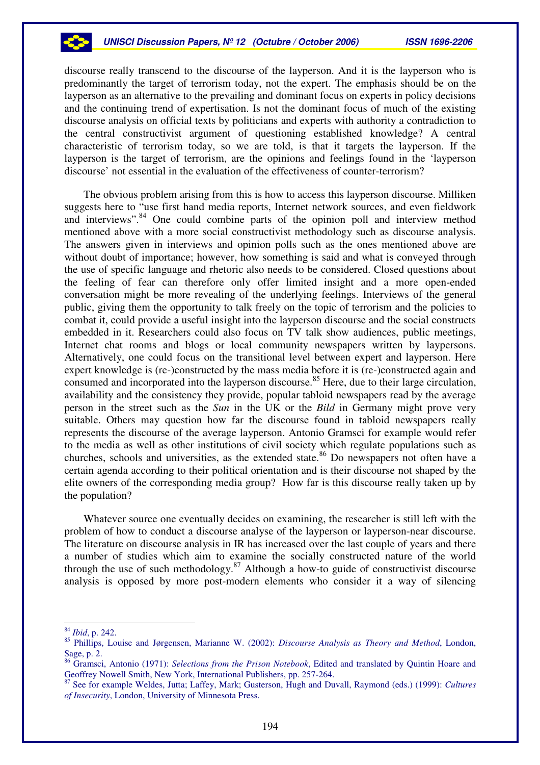discourse really transcend to the discourse of the layperson. And it is the layperson who is predominantly the target of terrorism today, not the expert. The emphasis should be on the layperson as an alternative to the prevailing and dominant focus on experts in policy decisions and the continuing trend of expertisation. Is not the dominant focus of much of the existing discourse analysis on official texts by politicians and experts with authority a contradiction to the central constructivist argument of questioning established knowledge? A central characteristic of terrorism today, so we are told, is that it targets the layperson. If the layperson is the target of terrorism, are the opinions and feelings found in the 'layperson discourse' not essential in the evaluation of the effectiveness of counter-terrorism?

The obvious problem arising from this is how to access this layperson discourse. Milliken suggests here to "use first hand media reports, Internet network sources, and even fieldwork and interviews".[84] One could combine parts of the opinion poll and interview method mentioned above with a more social constructivist methodology such as discourse analysis. The answers given in interviews and opinion polls such as the ones mentioned above are without doubt of importance; however, how something is said and what is conveyed through the use of specific language and rhetoric also needs to be considered. Closed questions about the feeling of fear can therefore only offer limited insight and a more open-ended conversation might be more revealing of the underlying feelings. Interviews of the general public, giving them the opportunity to talk freely on the topic of terrorism and the policies to combat it, could provide a useful insight into the layperson discourse and the social constructs embedded in it. Researchers could also focus on TV talk show audiences, public meetings, Internet chat rooms and blogs or local community newspapers written by laypersons. Alternatively, one could focus on the transitional level between expert and layperson. Here expert knowledge is (re-)constructed by the mass media before it is (re-)constructed again and consumed and incorporated into the layperson discourse.[85] Here, due to their large circulation, availability and the consistency they provide, popular tabloid newspapers read by the average person in the street such as the *Sun* in the UK or the *Bild* in Germany might prove very suitable. Others may question how far the discourse found in tabloid newspapers really represents the discourse of the average layperson. Antonio Gramsci for example would refer to the media as well as other institutions of civil society which regulate populations such as churches, schools and universities, as the extended state.[86] Do newspapers not often have a certain agenda according to their political orientation and is their discourse not shaped by the elite owners of the corresponding media group? How far is this discourse really taken up by the population?

Whatever source one eventually decides on examining, the researcher is still left with the problem of how to conduct a discourse analyse of the layperson or layperson-near discourse. The literature on discourse analysis in IR has increased over the last couple of years and there a number of studies which aim to examine the socially constructed nature of the world through the use of such methodology.[87] Although a how-to guide of constructivist discourse analysis is opposed by more post-modern elements who consider it a way of silencing

---

[84] *Ibid*, p. 242.

[85] Phillips, Louise and Jørgensen, Marianne W. (2002): *Discourse Analysis as Theory and Method*, London, Sage, p. 2.

[86] Gramsci, Antonio (1971): *Selections from the Prison Notebook*, Edited and translated by Quintin Hoare and Geoffrey Nowell Smith, New York, International Publishers, pp. 257-264.

[87] See for example Weldes, Jutta; Laffey, Mark; Gusterson, Hugh and Duvall, Raymond (eds.) (1999): *Cultures of Insecurity*, London, University of Minnesota Press.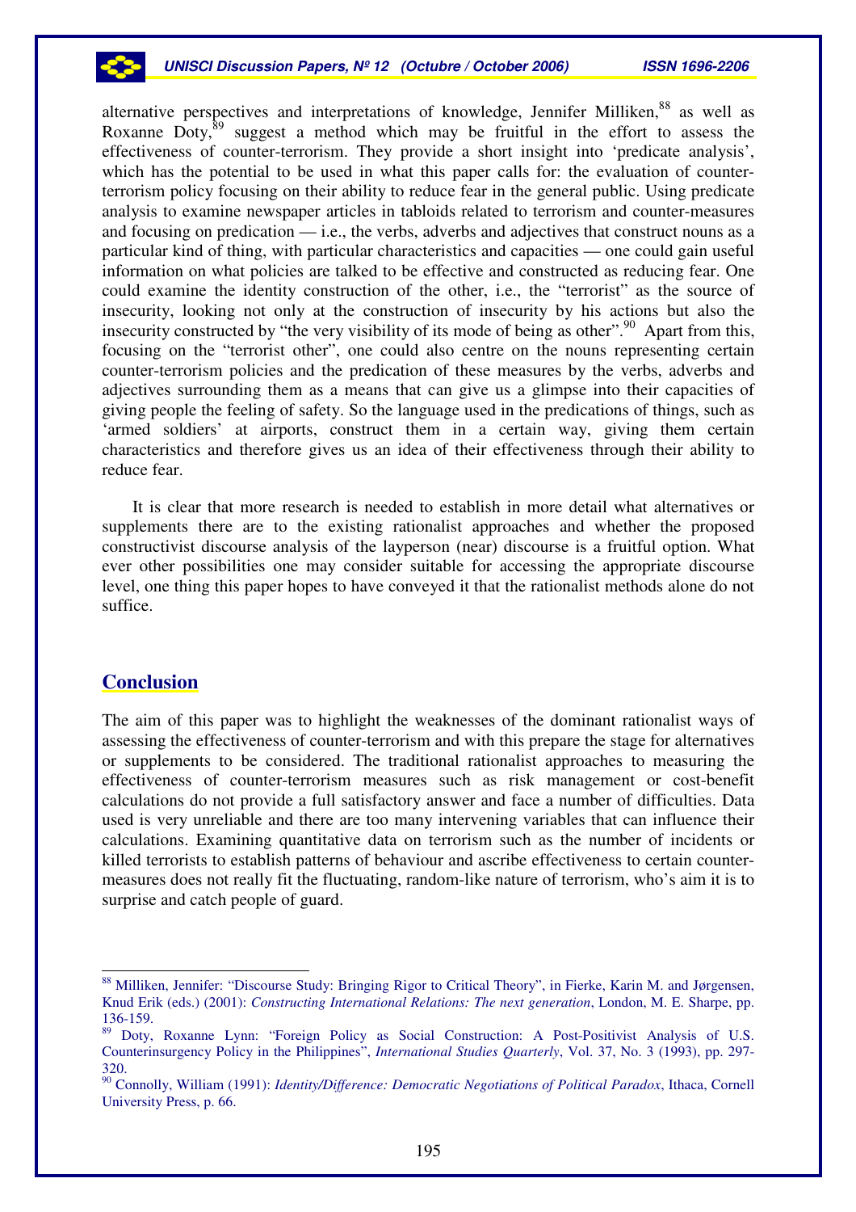alternative perspectives and interpretations of knowledge, Jennifer Milliken,[88] as well as Roxanne Doty,[89] suggest a method which may be fruitful in the effort to assess the effectiveness of counter-terrorism. They provide a short insight into 'predicate analysis', which has the potential to be used in what this paper calls for: the evaluation of counter-terrorism policy focusing on their ability to reduce fear in the general public. Using predicate analysis to examine newspaper articles in tabloids related to terrorism and counter-measures and focusing on predication — i.e., the verbs, adverbs and adjectives that construct nouns as a particular kind of thing, with particular characteristics and capacities — one could gain useful information on what policies are talked to be effective and constructed as reducing fear. One could examine the identity construction of the other, i.e., the "terrorist" as the source of insecurity, looking not only at the construction of insecurity by his actions but also the insecurity constructed by "the very visibility of its mode of being as other".[90] Apart from this, focusing on the "terrorist other", one could also centre on the nouns representing certain counter-terrorism policies and the predication of these measures by the verbs, adverbs and adjectives surrounding them as a means that can give us a glimpse into their capacities of giving people the feeling of safety. So the language used in the predications of things, such as 'armed soldiers' at airports, construct them in a certain way, giving them certain characteristics and therefore gives us an idea of their effectiveness through their ability to reduce fear.

It is clear that more research is needed to establish in more detail what alternatives or supplements there are to the existing rationalist approaches and whether the proposed constructivist discourse analysis of the layperson (near) discourse is a fruitful option. What ever other possibilities one may consider suitable for accessing the appropriate discourse level, one thing this paper hopes to have conveyed it that the rationalist methods alone do not suffice.

## Conclusion

The aim of this paper was to highlight the weaknesses of the dominant rationalist ways of assessing the effectiveness of counter-terrorism and with this prepare the stage for alternatives or supplements to be considered. The traditional rationalist approaches to measuring the effectiveness of counter-terrorism measures such as risk management or cost-benefit calculations do not provide a full satisfactory answer and face a number of difficulties. Data used is very unreliable and there are too many intervening variables that can influence their calculations. Examining quantitative data on terrorism such as the number of incidents or killed terrorists to establish patterns of behaviour and ascribe effectiveness to certain counter-measures does not really fit the fluctuating, random-like nature of terrorism, who's aim it is to surprise and catch people of guard.

---

[88] Milliken, Jennifer: "Discourse Study: Bringing Rigor to Critical Theory", in Fierke, Karin M. and Jørgensen, Knud Erik (eds.) (2001): *Constructing International Relations: The next generation*, London, M. E. Sharpe, pp. 136-159.

[89] Doty, Roxanne Lynn: "Foreign Policy as Social Construction: A Post-Positivist Analysis of U.S. Counterinsurgency Policy in the Philippines", *International Studies Quarterly*, Vol. 37, No. 3 (1993), pp. 297-320.

[90] Connolly, William (1991): *Identity/Difference: Democratic Negotiations of Political Paradox*, Ithaca, Cornell University Press, p. 66.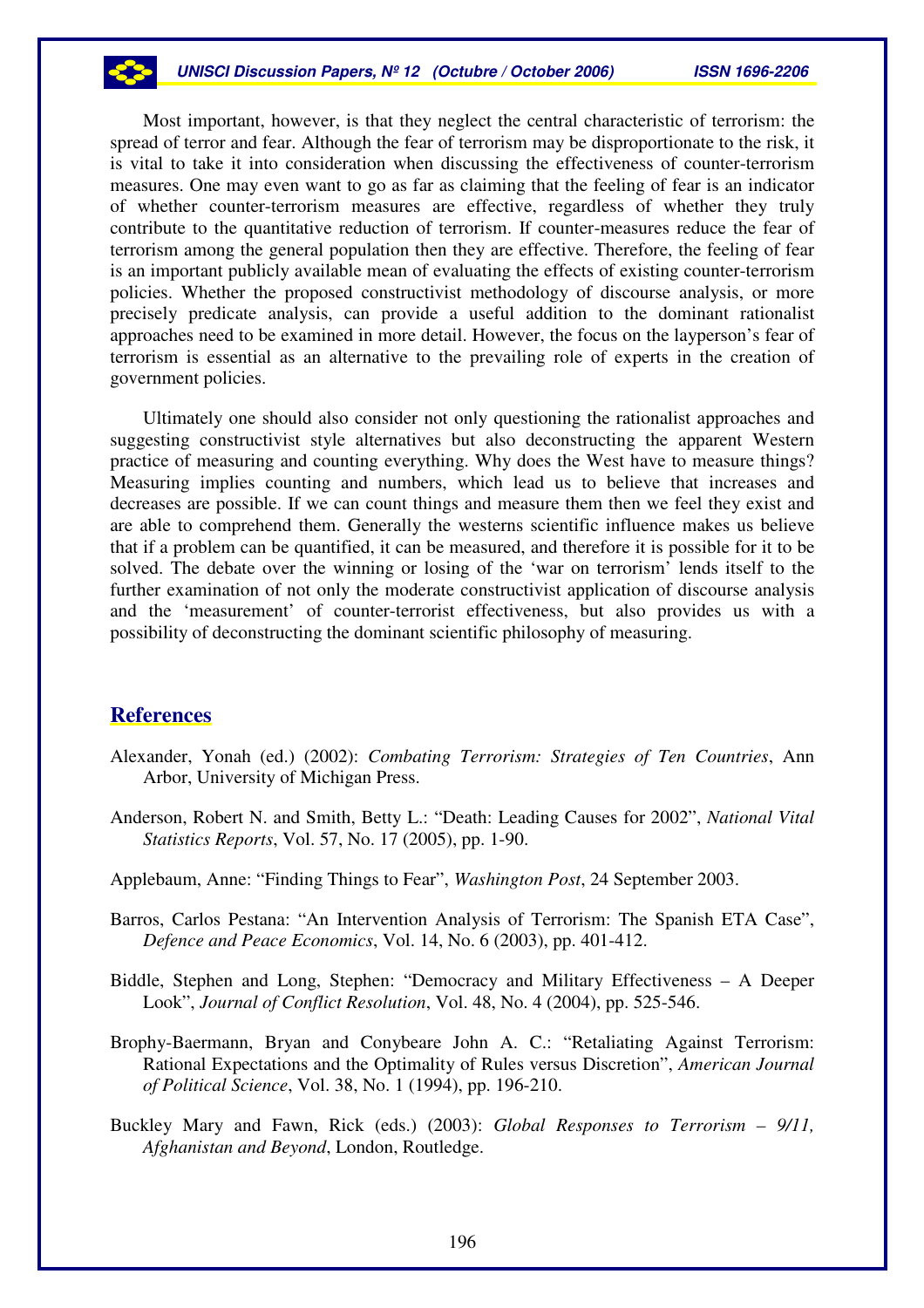Most important, however, is that they neglect the central characteristic of terrorism: the spread of terror and fear. Although the fear of terrorism may be disproportionate to the risk, it is vital to take it into consideration when discussing the effectiveness of counter-terrorism measures. One may even want to go as far as claiming that the feeling of fear is an indicator of whether counter-terrorism measures are effective, regardless of whether they truly contribute to the quantitative reduction of terrorism. If counter-measures reduce the fear of terrorism among the general population then they are effective. Therefore, the feeling of fear is an important publicly available mean of evaluating the effects of existing counter-terrorism policies. Whether the proposed constructivist methodology of discourse analysis, or more precisely predicate analysis, can provide a useful addition to the dominant rationalist approaches need to be examined in more detail. However, the focus on the layperson's fear of terrorism is essential as an alternative to the prevailing role of experts in the creation of government policies.

Ultimately one should also consider not only questioning the rationalist approaches and suggesting constructivist style alternatives but also deconstructing the apparent Western practice of measuring and counting everything. Why does the West have to measure things? Measuring implies counting and numbers, which lead us to believe that increases and decreases are possible. If we can count things and measure them then we feel they exist and are able to comprehend them. Generally the westerns scientific influence makes us believe that if a problem can be quantified, it can be measured, and therefore it is possible for it to be solved. The debate over the winning or losing of the 'war on terrorism' lends itself to the further examination of not only the moderate constructivist application of discourse analysis and the 'measurement' of counter-terrorist effectiveness, but also provides us with a possibility of deconstructing the dominant scientific philosophy of measuring.

## References

Alexander, Yonah (ed.) (2002): *Combating Terrorism: Strategies of Ten Countries*, Ann Arbor, University of Michigan Press.

Anderson, Robert N. and Smith, Betty L.: "Death: Leading Causes for 2002", *National Vital Statistics Reports*, Vol. 57, No. 17 (2005), pp. 1-90.

Applebaum, Anne: "Finding Things to Fear", *Washington Post*, 24 September 2003.

Barros, Carlos Pestana: "An Intervention Analysis of Terrorism: The Spanish ETA Case", *Defence and Peace Economics*, Vol. 14, No. 6 (2003), pp. 401-412.

Biddle, Stephen and Long, Stephen: "Democracy and Military Effectiveness – A Deeper Look", *Journal of Conflict Resolution*, Vol. 48, No. 4 (2004), pp. 525-546.

Brophy-Baermann, Bryan and Conybeare John A. C.: "Retaliating Against Terrorism: Rational Expectations and the Optimality of Rules versus Discretion", *American Journal of Political Science*, Vol. 38, No. 1 (1994), pp. 196-210.

Buckley Mary and Fawn, Rick (eds.) (2003): *Global Responses to Terrorism – 9/11, Afghanistan and Beyond*, London, Routledge.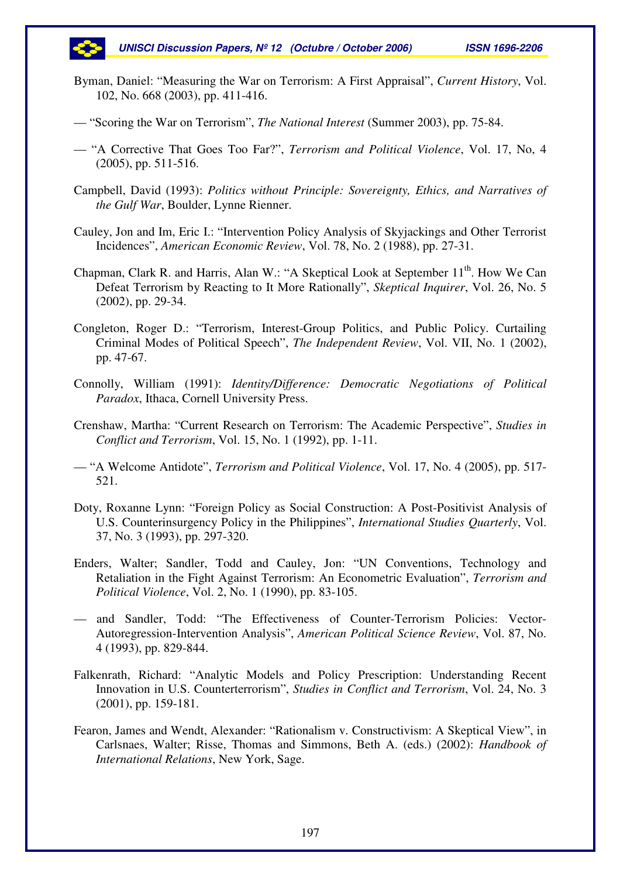Byman, Daniel: "Measuring the War on Terrorism: A First Appraisal", *Current History*, Vol. 102, No. 668 (2003), pp. 411-416.

— "Scoring the War on Terrorism", *The National Interest* (Summer 2003), pp. 75-84.

— "A Corrective That Goes Too Far?", *Terrorism and Political Violence*, Vol. 17, No, 4 (2005), pp. 511-516.

Campbell, David (1993): *Politics without Principle: Sovereignty, Ethics, and Narratives of the Gulf War*, Boulder, Lynne Rienner.

Cauley, Jon and Im, Eric I.: "Intervention Policy Analysis of Skyjackings and Other Terrorist Incidences", *American Economic Review*, Vol. 78, No. 2 (1988), pp. 27-31.

Chapman, Clark R. and Harris, Alan W.: "A Skeptical Look at September 11th. How We Can Defeat Terrorism by Reacting to It More Rationally", *Skeptical Inquirer*, Vol. 26, No. 5 (2002), pp. 29-34.

Congleton, Roger D.: "Terrorism, Interest-Group Politics, and Public Policy. Curtailing Criminal Modes of Political Speech", *The Independent Review*, Vol. VII, No. 1 (2002), pp. 47-67.

Connolly, William (1991): *Identity/Difference: Democratic Negotiations of Political Paradox*, Ithaca, Cornell University Press.

Crenshaw, Martha: "Current Research on Terrorism: The Academic Perspective", *Studies in Conflict and Terrorism*, Vol. 15, No. 1 (1992), pp. 1-11.

— "A Welcome Antidote", *Terrorism and Political Violence*, Vol. 17, No. 4 (2005), pp. 517-521.

Doty, Roxanne Lynn: "Foreign Policy as Social Construction: A Post-Positivist Analysis of U.S. Counterinsurgency Policy in the Philippines", *International Studies Quarterly*, Vol. 37, No. 3 (1993), pp. 297-320.

Enders, Walter; Sandler, Todd and Cauley, Jon: "UN Conventions, Technology and Retaliation in the Fight Against Terrorism: An Econometric Evaluation", *Terrorism and Political Violence*, Vol. 2, No. 1 (1990), pp. 83-105.

— and Sandler, Todd: "The Effectiveness of Counter-Terrorism Policies: Vector-Autoregression-Intervention Analysis", *American Political Science Review*, Vol. 87, No. 4 (1993), pp. 829-844.

Falkenrath, Richard: "Analytic Models and Policy Prescription: Understanding Recent Innovation in U.S. Counterterrorism", *Studies in Conflict and Terrorism*, Vol. 24, No. 3 (2001), pp. 159-181.

Fearon, James and Wendt, Alexander: "Rationalism v. Constructivism: A Skeptical View", in Carlsnaes, Walter; Risse, Thomas and Simmons, Beth A. (eds.) (2002): *Handbook of International Relations*, New York, Sage.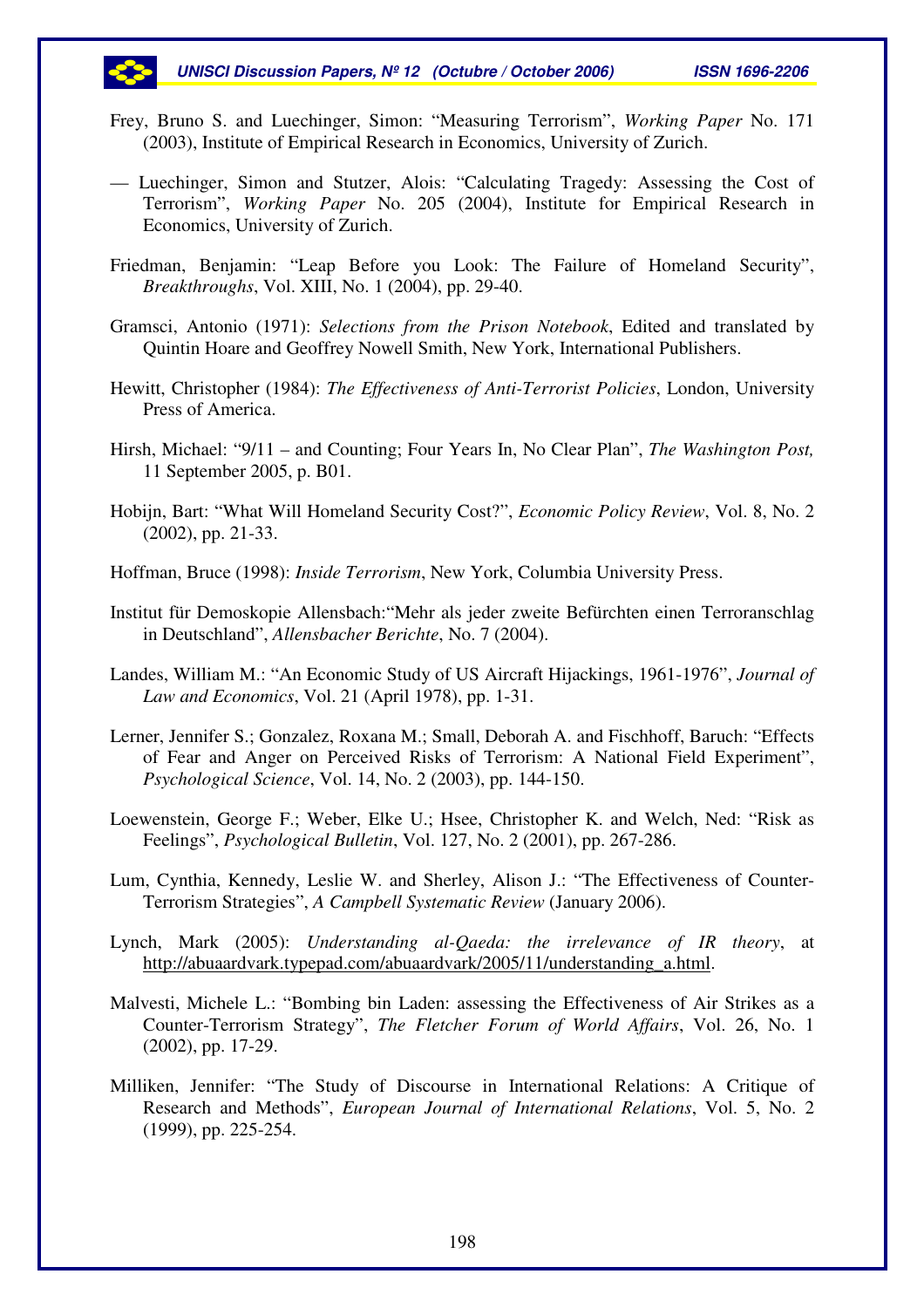Frey, Bruno S. and Luechinger, Simon: "Measuring Terrorism", *Working Paper* No. 171 (2003), Institute of Empirical Research in Economics, University of Zurich.

— Luechinger, Simon and Stutzer, Alois: "Calculating Tragedy: Assessing the Cost of Terrorism", *Working Paper* No. 205 (2004), Institute for Empirical Research in Economics, University of Zurich.

Friedman, Benjamin: "Leap Before you Look: The Failure of Homeland Security", *Breakthroughs*, Vol. XIII, No. 1 (2004), pp. 29-40.

Gramsci, Antonio (1971): *Selections from the Prison Notebook*, Edited and translated by Quintin Hoare and Geoffrey Nowell Smith, New York, International Publishers.

Hewitt, Christopher (1984): *The Effectiveness of Anti-Terrorist Policies*, London, University Press of America.

Hirsh, Michael: "9/11 – and Counting; Four Years In, No Clear Plan", *The Washington Post,* 11 September 2005, p. B01.

Hobijn, Bart: "What Will Homeland Security Cost?", *Economic Policy Review*, Vol. 8, No. 2 (2002), pp. 21-33.

Hoffman, Bruce (1998): *Inside Terrorism*, New York, Columbia University Press.

Institut für Demoskopie Allensbach:"Mehr als jeder zweite Befürchten einen Terroranschlag in Deutschland", *Allensbacher Berichte*, No. 7 (2004).

Landes, William M.: "An Economic Study of US Aircraft Hijackings, 1961-1976", *Journal of Law and Economics*, Vol. 21 (April 1978), pp. 1-31.

Lerner, Jennifer S.; Gonzalez, Roxana M.; Small, Deborah A. and Fischhoff, Baruch: "Effects of Fear and Anger on Perceived Risks of Terrorism: A National Field Experiment", *Psychological Science*, Vol. 14, No. 2 (2003), pp. 144-150.

Loewenstein, George F.; Weber, Elke U.; Hsee, Christopher K. and Welch, Ned: "Risk as Feelings", *Psychological Bulletin*, Vol. 127, No. 2 (2001), pp. 267-286.

Lum, Cynthia, Kennedy, Leslie W. and Sherley, Alison J.: "The Effectiveness of Counter-Terrorism Strategies", *A Campbell Systematic Review* (January 2006).

Lynch, Mark (2005): *Understanding al-Qaeda: the irrelevance of IR theory*, at http://abuaardvark.typepad.com/abuaardvark/2005/11/understanding_a.html.

Malvesti, Michele L.: "Bombing bin Laden: assessing the Effectiveness of Air Strikes as a Counter-Terrorism Strategy", *The Fletcher Forum of World Affairs*, Vol. 26, No. 1 (2002), pp. 17-29.

Milliken, Jennifer: "The Study of Discourse in International Relations: A Critique of Research and Methods", *European Journal of International Relations*, Vol. 5, No. 2 (1999), pp. 225-254.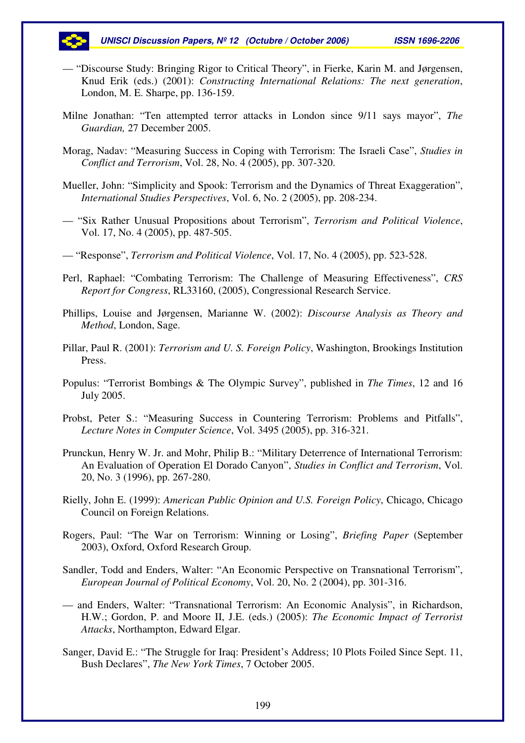— "Discourse Study: Bringing Rigor to Critical Theory", in Fierke, Karin M. and Jørgensen, Knud Erik (eds.) (2001): *Constructing International Relations: The next generation*, London, M. E. Sharpe, pp. 136-159.

Milne Jonathan: "Ten attempted terror attacks in London since 9/11 says mayor", *The Guardian,* 27 December 2005.

Morag, Nadav: "Measuring Success in Coping with Terrorism: The Israeli Case", *Studies in Conflict and Terrorism*, Vol. 28, No. 4 (2005), pp. 307-320.

Mueller, John: "Simplicity and Spook: Terrorism and the Dynamics of Threat Exaggeration", *International Studies Perspectives*, Vol. 6, No. 2 (2005), pp. 208-234.

— "Six Rather Unusual Propositions about Terrorism", *Terrorism and Political Violence*, Vol. 17, No. 4 (2005), pp. 487-505.

— "Response", *Terrorism and Political Violence*, Vol. 17, No. 4 (2005), pp. 523-528.

Perl, Raphael: "Combating Terrorism: The Challenge of Measuring Effectiveness", *CRS Report for Congress*, RL33160, (2005), Congressional Research Service.

Phillips, Louise and Jørgensen, Marianne W. (2002): *Discourse Analysis as Theory and Method*, London, Sage.

Pillar, Paul R. (2001): *Terrorism and U. S. Foreign Policy*, Washington, Brookings Institution Press.

Populus: "Terrorist Bombings & The Olympic Survey", published in *The Times*, 12 and 16 July 2005.

Probst, Peter S.: "Measuring Success in Countering Terrorism: Problems and Pitfalls", *Lecture Notes in Computer Science*, Vol. 3495 (2005), pp. 316-321.

Prunckun, Henry W. Jr. and Mohr, Philip B.: "Military Deterrence of International Terrorism: An Evaluation of Operation El Dorado Canyon", *Studies in Conflict and Terrorism*, Vol. 20, No. 3 (1996), pp. 267-280.

Rielly, John E. (1999): *American Public Opinion and U.S. Foreign Policy*, Chicago, Chicago Council on Foreign Relations.

Rogers, Paul: "The War on Terrorism: Winning or Losing", *Briefing Paper* (September 2003), Oxford, Oxford Research Group.

Sandler, Todd and Enders, Walter: "An Economic Perspective on Transnational Terrorism", *European Journal of Political Economy*, Vol. 20, No. 2 (2004), pp. 301-316.

— and Enders, Walter: "Transnational Terrorism: An Economic Analysis", in Richardson, H.W.; Gordon, P. and Moore II, J.E. (eds.) (2005): *The Economic Impact of Terrorist Attacks*, Northampton, Edward Elgar.

Sanger, David E.: "The Struggle for Iraq: President's Address; 10 Plots Foiled Since Sept. 11, Bush Declares", *The New York Times*, 7 October 2005.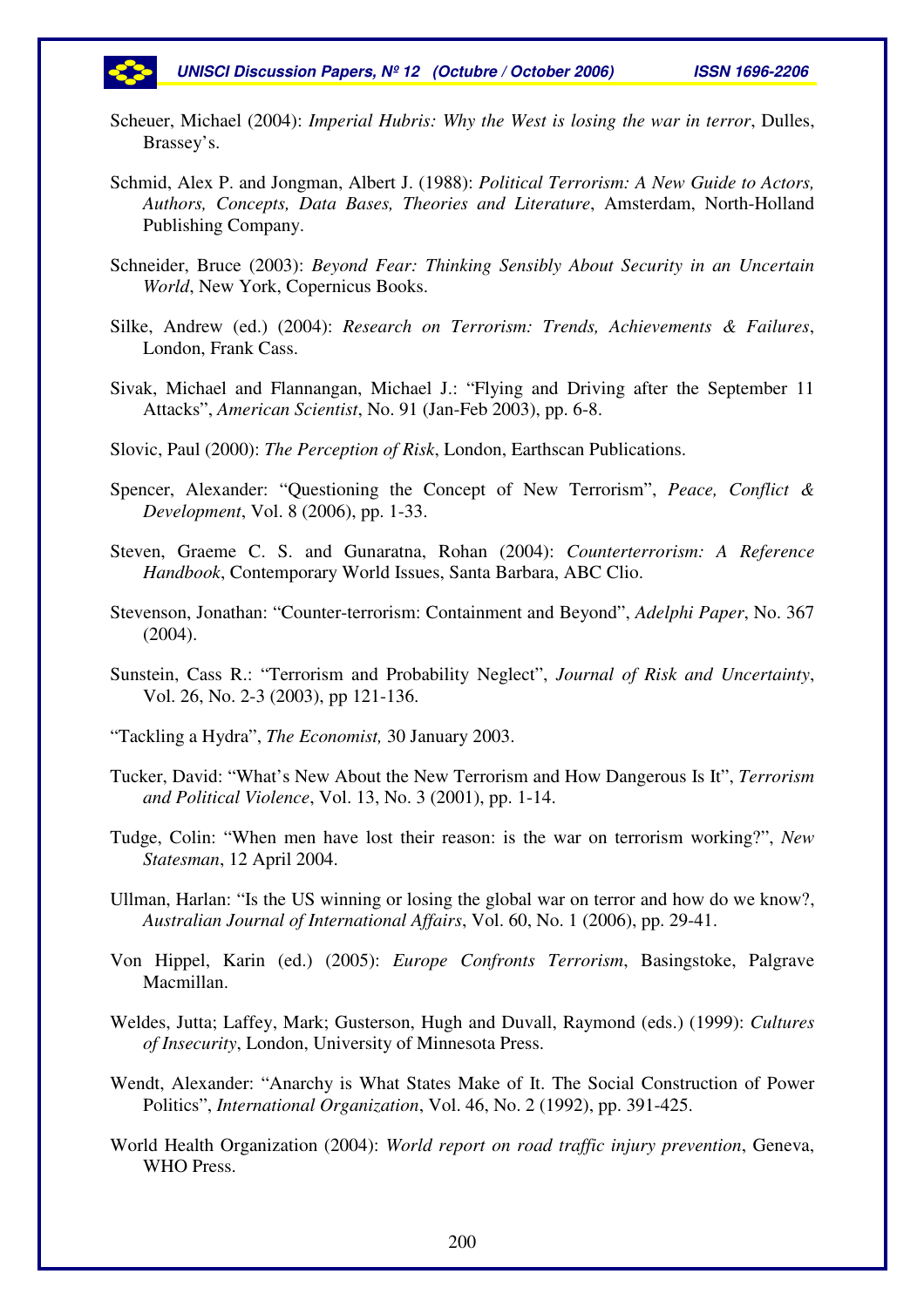Scheuer, Michael (2004): *Imperial Hubris: Why the West is losing the war in terror*, Dulles, Brassey's.

Schmid, Alex P. and Jongman, Albert J. (1988): *Political Terrorism: A New Guide to Actors, Authors, Concepts, Data Bases, Theories and Literature*, Amsterdam, North-Holland Publishing Company.

Schneider, Bruce (2003): *Beyond Fear: Thinking Sensibly About Security in an Uncertain World*, New York, Copernicus Books.

Silke, Andrew (ed.) (2004): *Research on Terrorism: Trends, Achievements & Failures*, London, Frank Cass.

Sivak, Michael and Flannangan, Michael J.: "Flying and Driving after the September 11 Attacks", *American Scientist*, No. 91 (Jan-Feb 2003), pp. 6-8.

Slovic, Paul (2000): *The Perception of Risk*, London, Earthscan Publications.

Spencer, Alexander: "Questioning the Concept of New Terrorism", *Peace, Conflict & Development*, Vol. 8 (2006), pp. 1-33.

Steven, Graeme C. S. and Gunaratna, Rohan (2004): *Counterterrorism: A Reference Handbook*, Contemporary World Issues, Santa Barbara, ABC Clio.

Stevenson, Jonathan: "Counter-terrorism: Containment and Beyond", *Adelphi Paper*, No. 367 (2004).

Sunstein, Cass R.: "Terrorism and Probability Neglect", *Journal of Risk and Uncertainty*, Vol. 26, No. 2-3 (2003), pp 121-136.

"Tackling a Hydra", *The Economist,* 30 January 2003.

Tucker, David: "What's New About the New Terrorism and How Dangerous Is It", *Terrorism and Political Violence*, Vol. 13, No. 3 (2001), pp. 1-14.

Tudge, Colin: "When men have lost their reason: is the war on terrorism working?", *New Statesman*, 12 April 2004.

Ullman, Harlan: "Is the US winning or losing the global war on terror and how do we know?, *Australian Journal of International Affairs*, Vol. 60, No. 1 (2006), pp. 29-41.

Von Hippel, Karin (ed.) (2005): *Europe Confronts Terrorism*, Basingstoke, Palgrave Macmillan.

Weldes, Jutta; Laffey, Mark; Gusterson, Hugh and Duvall, Raymond (eds.) (1999): *Cultures of Insecurity*, London, University of Minnesota Press.

Wendt, Alexander: "Anarchy is What States Make of It. The Social Construction of Power Politics", *International Organization*, Vol. 46, No. 2 (1992), pp. 391-425.

World Health Organization (2004): *World report on road traffic injury prevention*, Geneva, WHO Press.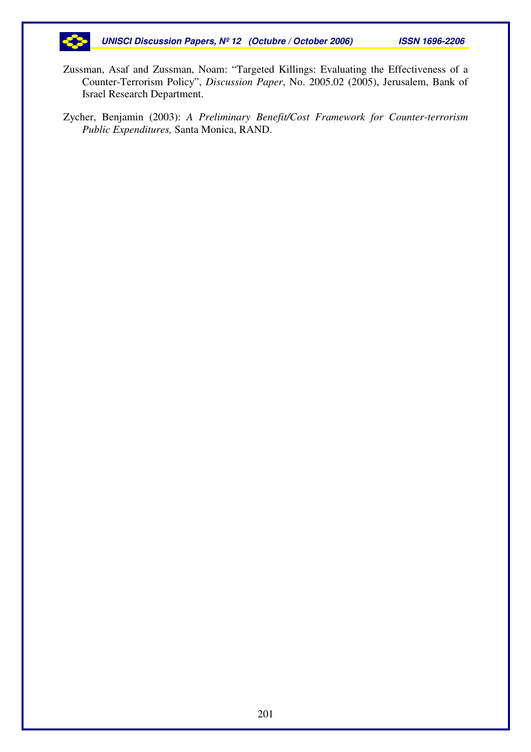Zussman, Asaf and Zussman, Noam: "Targeted Killings: Evaluating the Effectiveness of a Counter-Terrorism Policy", *Discussion Paper*, No. 2005.02 (2005), Jerusalem, Bank of Israel Research Department.

Zycher, Benjamin (2003): *A Preliminary Benefit/Cost Framework for Counter-terrorism Public Expenditures,* Santa Monica, RAND.